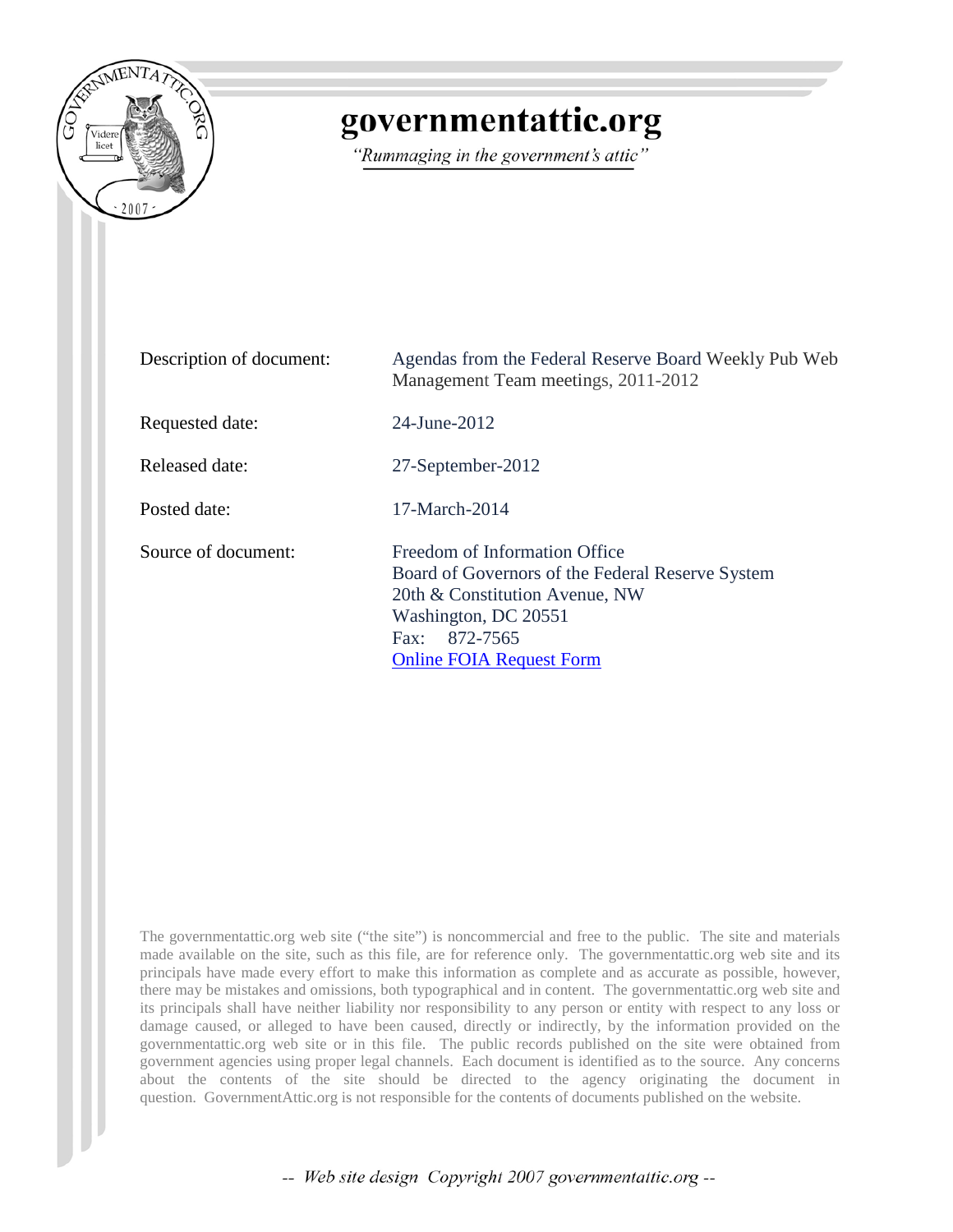# governmentattic.org

*"Rummaging in the government's attic"*

| | |
|---|---|
| Description of document: | Agendas from the Federal Reserve Board Weekly Pub Web Management Team meetings, 2011-2012 |
| Requested date: | 24-June-2012 |
| Released date: | 27-September-2012 |
| Posted date: | 17-March-2014 |
| Source of document: | Freedom of Information Office<br>Board of Governors of the Federal Reserve System<br>20th & Constitution Avenue, NW<br>Washington, DC 20551<br>Fax: 872-7565<br>Online FOIA Request Form |

The governmentattic.org web site ("the site") is noncommercial and free to the public. The site and materials made available on the site, such as this file, are for reference only. The governmentattic.org web site and its principals have made every effort to make this information as complete and as accurate as possible, however, there may be mistakes and omissions, both typographical and in content. The governmentattic.org web site and its principals shall have neither liability nor responsibility to any person or entity with respect to any loss or damage caused, or alleged to have been caused, directly or indirectly, by the information provided on the governmentattic.org web site or in this file. The public records published on the site were obtained from government agencies using proper legal channels. Each document is identified as to the source. Any concerns about the contents of the site should be directed to the agency originating the document in question. GovernmentAttic.org is not responsible for the contents of documents published on the website.

*-- Web site design Copyright 2007 governmentattic.org --*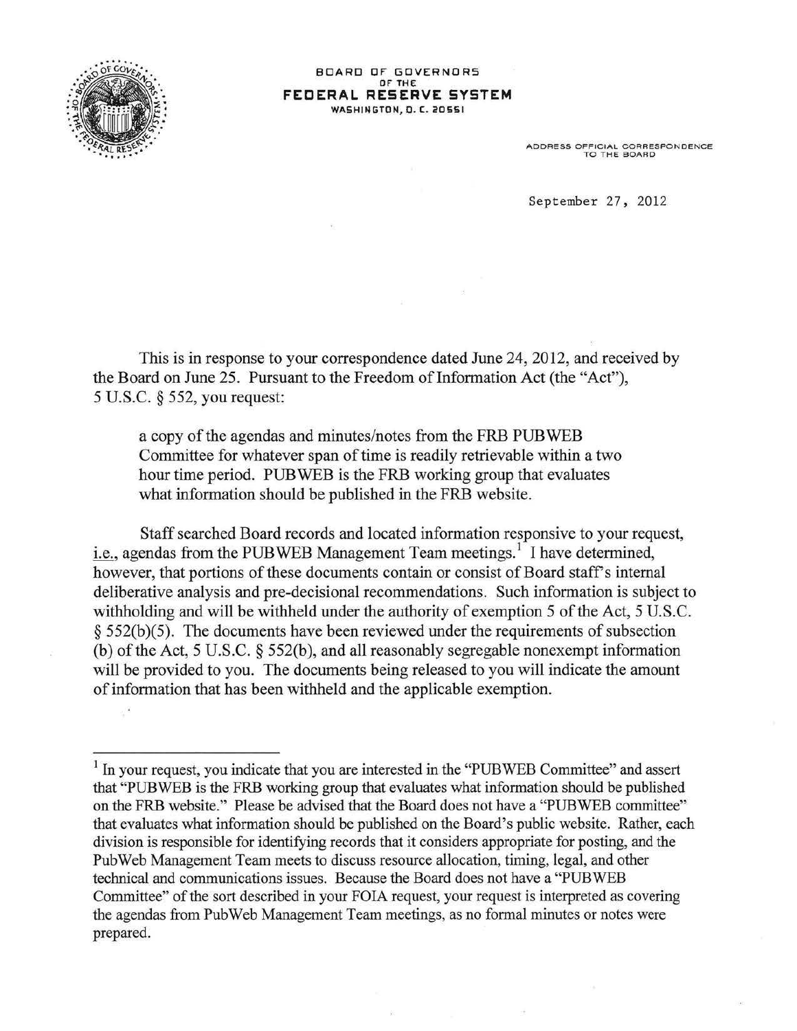BOARD OF GOVERNORS
OF THE
**FEDERAL RESERVE SYSTEM**
WASHINGTON, D. C. 20551

ADDRESS OFFICIAL CORRESPONDENCE
TO THE BOARD

September 27, 2012

This is in response to your correspondence dated June 24, 2012, and received by the Board on June 25. Pursuant to the Freedom of Information Act (the "Act"), 5 U.S.C. § 552, you request:

> a copy of the agendas and minutes/notes from the FRB PUBWEB Committee for whatever span of time is readily retrievable within a two hour time period. PUBWEB is the FRB working group that evaluates what information should be published in the FRB website.

Staff searched Board records and located information responsive to your request, i.e., agendas from the PUBWEB Management Team meetings.[1] I have determined, however, that portions of these documents contain or consist of Board staff's internal deliberative analysis and pre-decisional recommendations. Such information is subject to withholding and will be withheld under the authority of exemption 5 of the Act, 5 U.S.C. § 552(b)(5). The documents have been reviewed under the requirements of subsection (b) of the Act, 5 U.S.C. § 552(b), and all reasonably segregable nonexempt information will be provided to you. The documents being released to you will indicate the amount of information that has been withheld and the applicable exemption.

---

[1] In your request, you indicate that you are interested in the "PUBWEB Committee" and assert that "PUBWEB is the FRB working group that evaluates what information should be published on the FRB website." Please be advised that the Board does not have a "PUBWEB committee" that evaluates what information should be published on the Board's public website. Rather, each division is responsible for identifying records that it considers appropriate for posting, and the PubWeb Management Team meets to discuss resource allocation, timing, legal, and other technical and communications issues. Because the Board does not have a "PUBWEB Committee" of the sort described in your FOIA request, your request is interpreted as covering the agendas from PubWeb Management Team meetings, as no formal minutes or notes were prepared.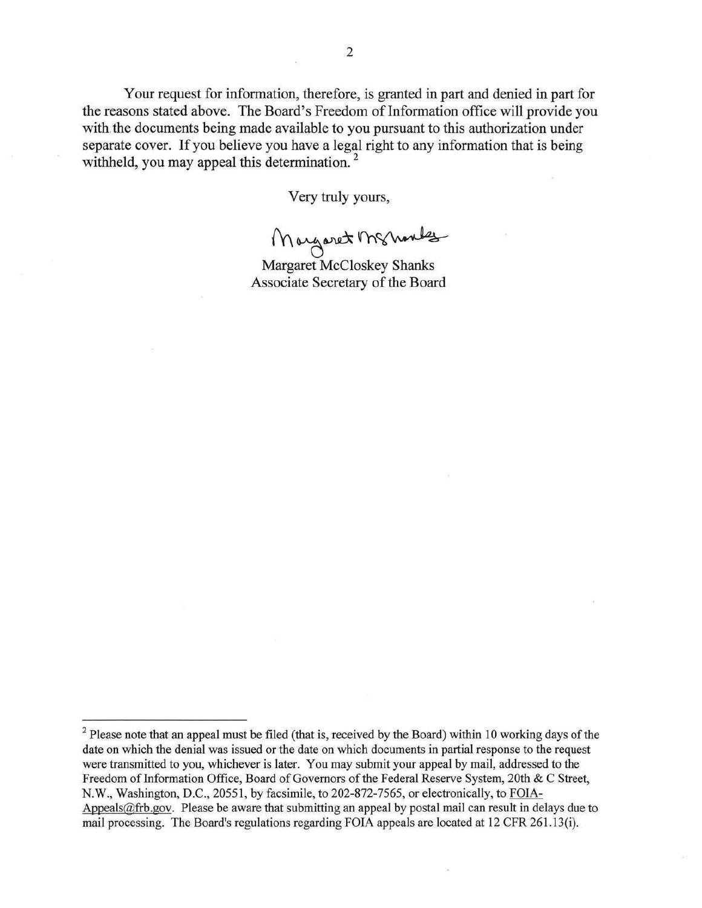Your request for information, therefore, is granted in part and denied in part for the reasons stated above. The Board's Freedom of Information office will provide you with the documents being made available to you pursuant to this authorization under separate cover. If you believe you have a legal right to any information that is being withheld, you may appeal this determination. [2]

Very truly yours,

Margaret McCloskey Shanks
Associate Secretary of the Board

---

[2] Please note that an appeal must be filed (that is, received by the Board) within 10 working days of the date on which the denial was issued or the date on which documents in partial response to the request were transmitted to you, whichever is later. You may submit your appeal by mail, addressed to the Freedom of Information Office, Board of Governors of the Federal Reserve System, 20th & C Street, N.W., Washington, D.C., 20551, by facsimile, to 202-872-7565, or electronically, to FOIA-Appeals@frb.gov. Please be aware that submitting an appeal by postal mail can result in delays due to mail processing. The Board's regulations regarding FOIA appeals are located at 12 CFR 261.13(i).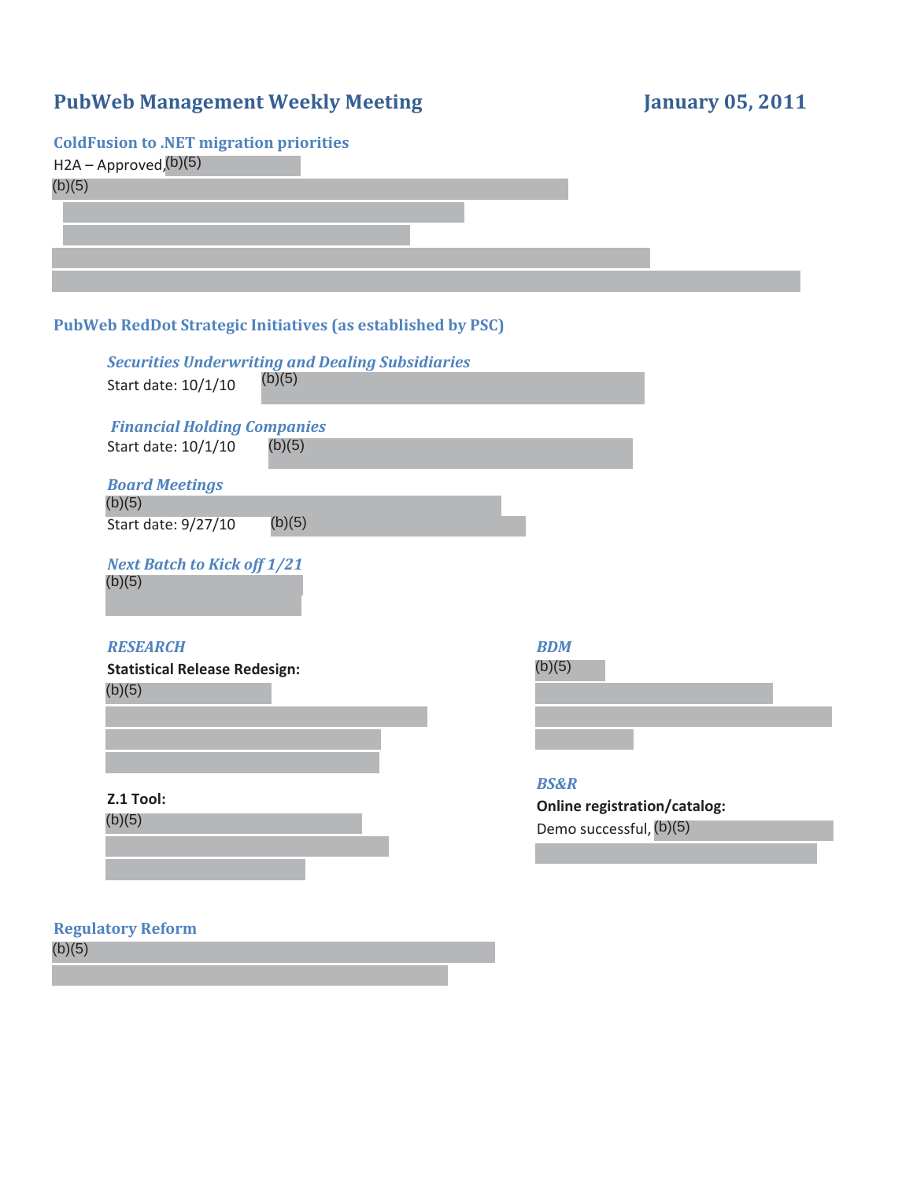# PubWeb Management Weekly Meeting — January 05, 2011

## ColdFusion to .NET migration priorities

H2A – Approved, (b)(5)

(b)(5)

## PubWeb RedDot Strategic Initiatives (as established by PSC)

### *Securities Underwriting and Dealing Subsidiaries*

Start date: 10/1/10 (b)(5)

### *Financial Holding Companies*

Start date: 10/1/10 (b)(5)

### *Board Meetings*

(b)(5)

Start date: 9/27/10 (b)(5)

### *Next Batch to Kick off 1/21*

(b)(5)

### *RESEARCH*

**Statistical Release Redesign:**

(b)(5)

**Z.1 Tool:**

(b)(5)

### *BDM*

(b)(5)

### *BS&R*

**Online registration/catalog:**

Demo successful, (b)(5)

## Regulatory Reform

(b)(5)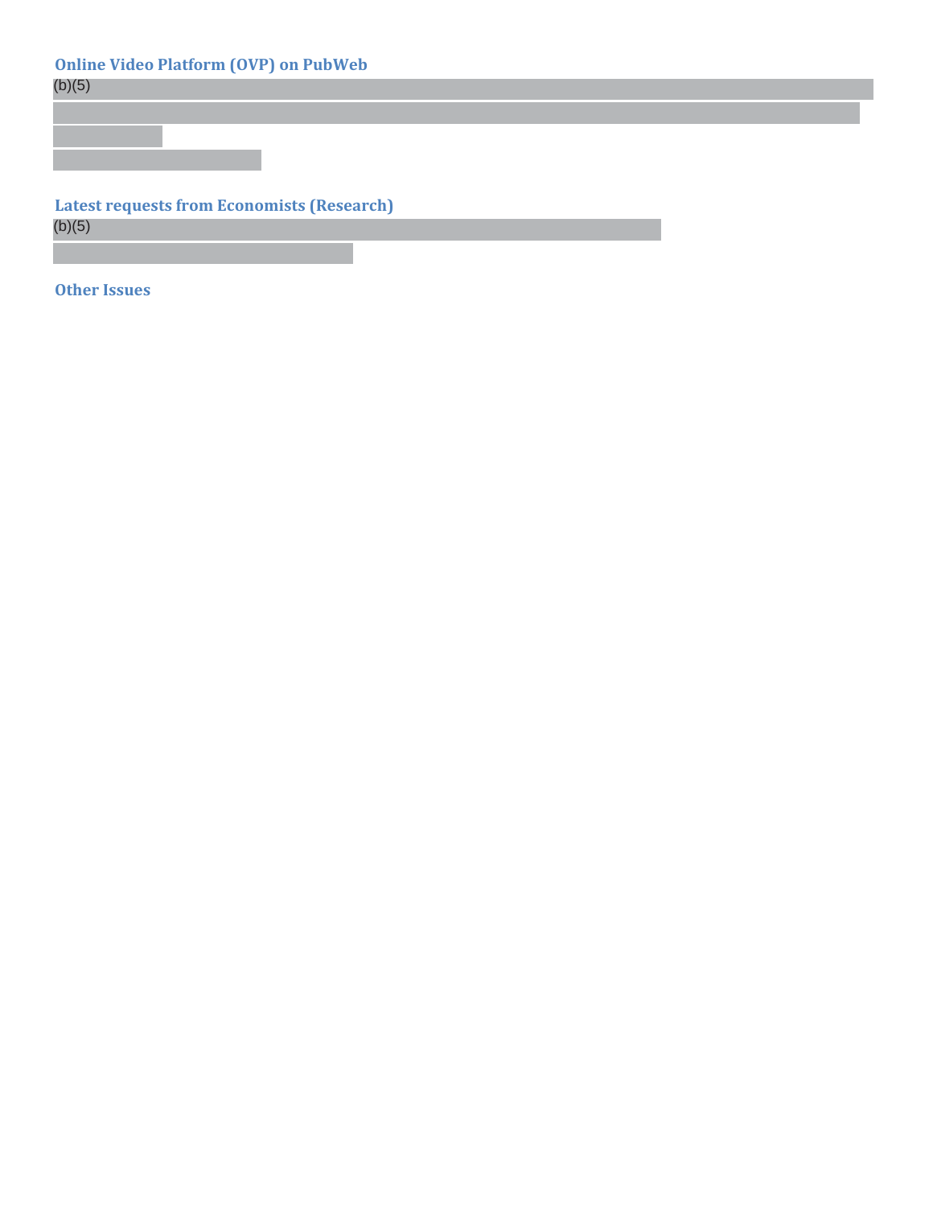### Online Video Platform (OVP) on PubWeb

(b)(5)

### Latest requests from Economists (Research)

(b)(5)

### Other Issues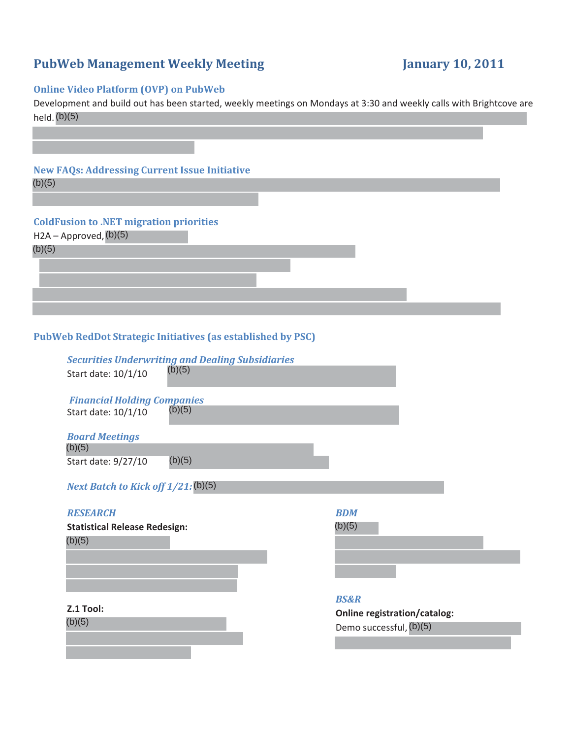# PubWeb Management Weekly Meeting — January 10, 2011

## Online Video Platform (OVP) on PubWeb

Development and build out has been started, weekly meetings on Mondays at 3:30 and weekly calls with Brightcove are held. (b)(5)

## New FAQs: Addressing Current Issue Initiative

(b)(5)

## ColdFusion to .NET migration priorities

H2A – Approved, (b)(5)

(b)(5)

## PubWeb RedDot Strategic Initiatives (as established by PSC)

### *Securities Underwriting and Dealing Subsidiaries*

Start date: 10/1/10 (b)(5)

### *Financial Holding Companies*

Start date: 10/1/10 (b)(5)

### *Board Meetings*

(b)(5)

Start date: 9/27/10 (b)(5)

### *Next Batch to Kick off 1/21:* (b)(5)

### *RESEARCH*

**Statistical Release Redesign:**

(b)(5)

**Z.1 Tool:**

(b)(5)

### *BDM*

(b)(5)

### *BS&R*

**Online registration/catalog:**

Demo successful, (b)(5)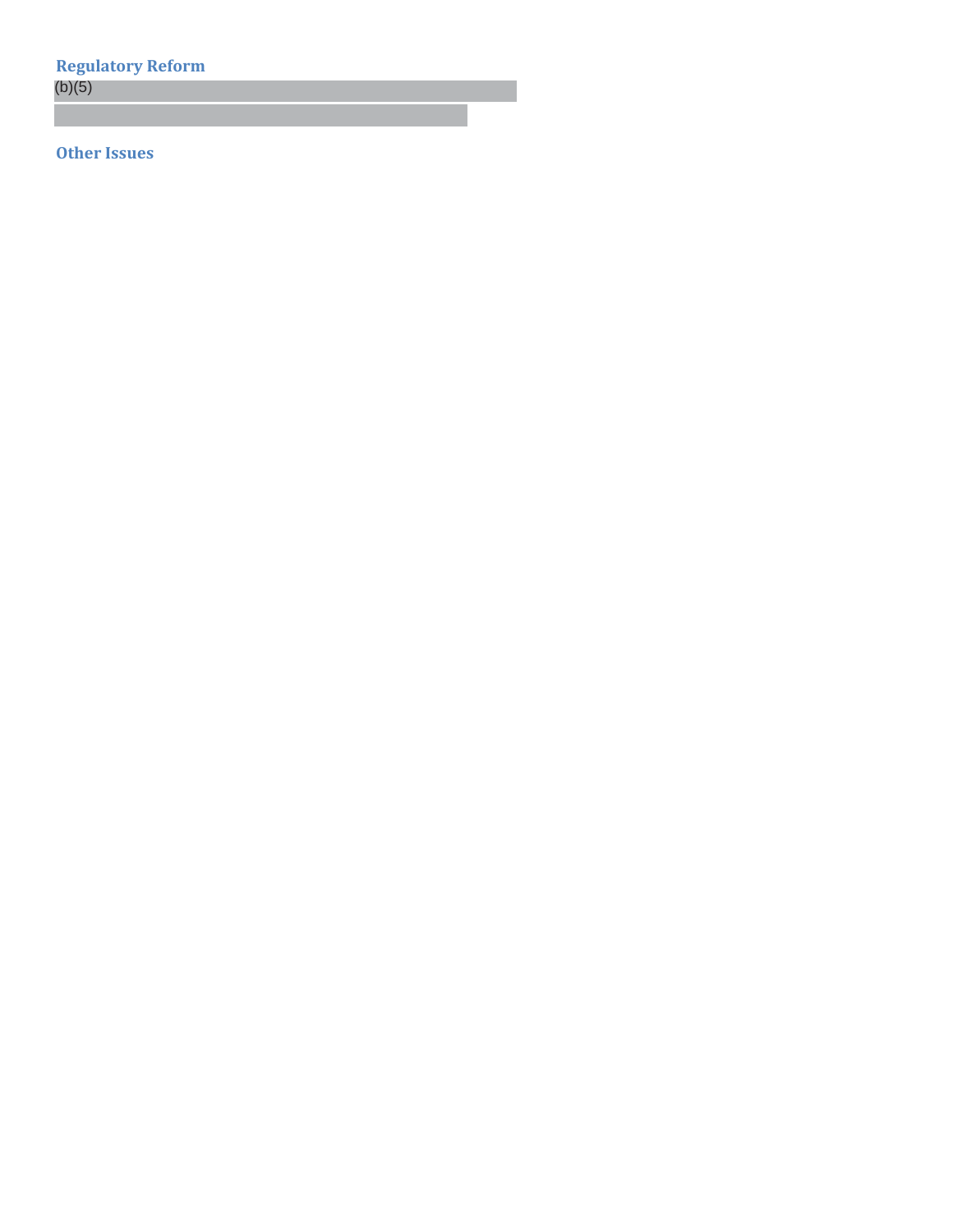## Regulatory Reform

(b)(5)

## Other Issues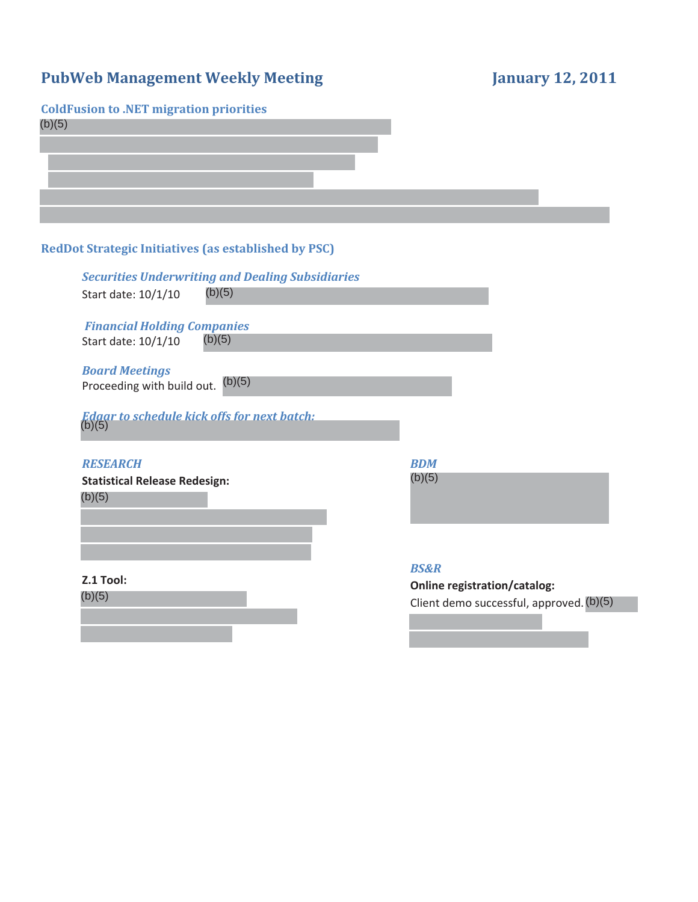# PubWeb Management Weekly Meeting

January 12, 2011

## ColdFusion to .NET migration priorities

(b)(5)

## RedDot Strategic Initiatives (as established by PSC)

### *Securities Underwriting and Dealing Subsidiaries*

Start date: 10/1/10 (b)(5)

### *Financial Holding Companies*

Start date: 10/1/10 (b)(5)

### *Board Meetings*

Proceeding with build out. (b)(5)

### *Edgar to schedule kick offs for next batch:*

(b)(5)

### *RESEARCH*

**Statistical Release Redesign:**

(b)(5)

**Z.1 Tool:**

(b)(5)

### *BDM*

(b)(5)

### *BS&R*

**Online registration/catalog:**

Client demo successful, approved. (b)(5)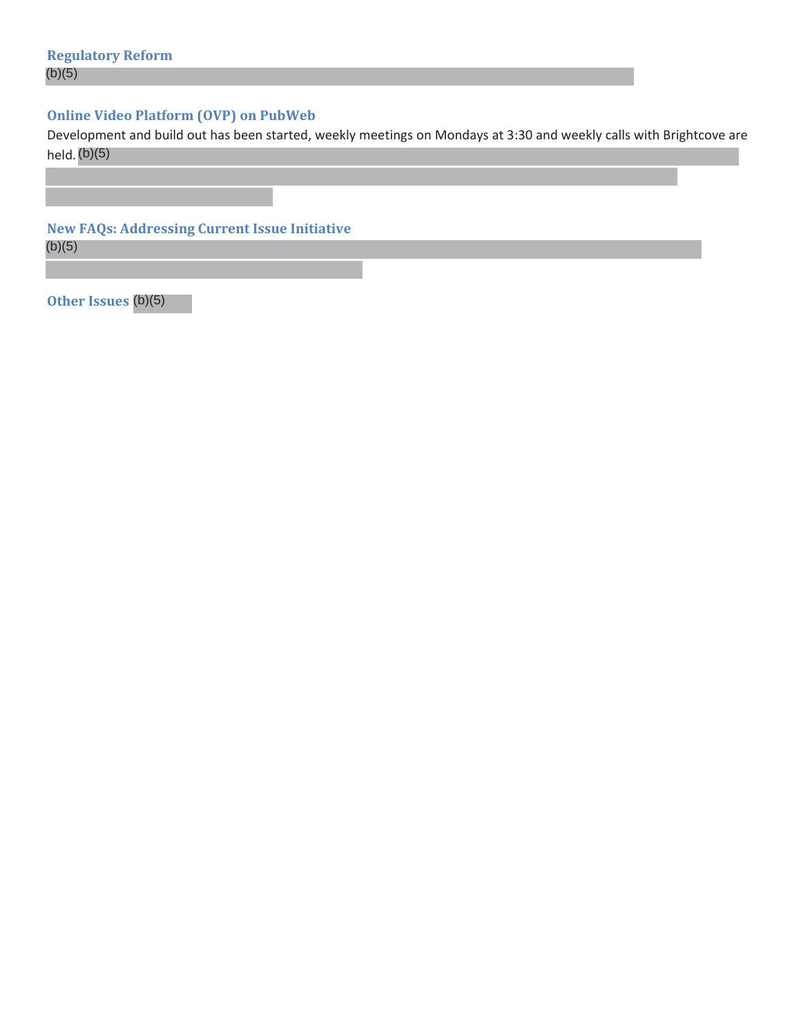### Regulatory Reform

(b)(5)

### Online Video Platform (OVP) on PubWeb

Development and build out has been started, weekly meetings on Mondays at 3:30 and weekly calls with Brightcove are held. (b)(5)

### New FAQs: Addressing Current Issue Initiative

(b)(5)

### Other Issues (b)(5)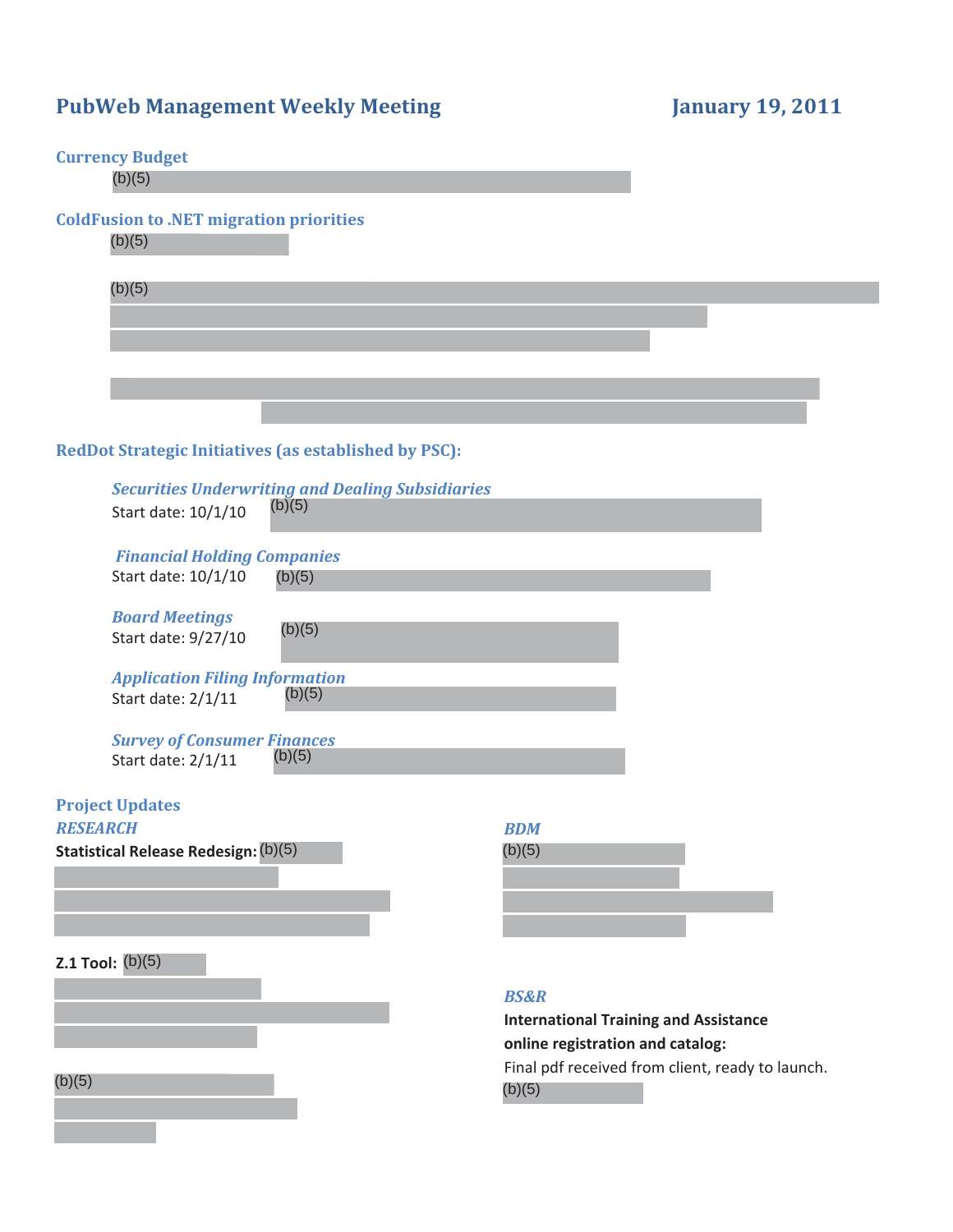# PubWeb Management Weekly Meeting — January 19, 2011

## Currency Budget

(b)(5)

## ColdFusion to .NET migration priorities

(b)(5)

(b)(5)

## RedDot Strategic Initiatives (as established by PSC):

### *Securities Underwriting and Dealing Subsidiaries*

Start date: 10/1/10 (b)(5)

### *Financial Holding Companies*

Start date: 10/1/10 (b)(5)

### *Board Meetings*

Start date: 9/27/10 (b)(5)

### *Application Filing Information*

Start date: 2/1/11 (b)(5)

### *Survey of Consumer Finances*

Start date: 2/1/11 (b)(5)

## Project Updates

### *RESEARCH*

**Statistical Release Redesign:** (b)(5)

**Z.1 Tool:** (b)(5)

(b)(5)

### *BDM*

(b)(5)

### *BS&R*

**International Training and Assistance online registration and catalog:**

Final pdf received from client, ready to launch.

(b)(5)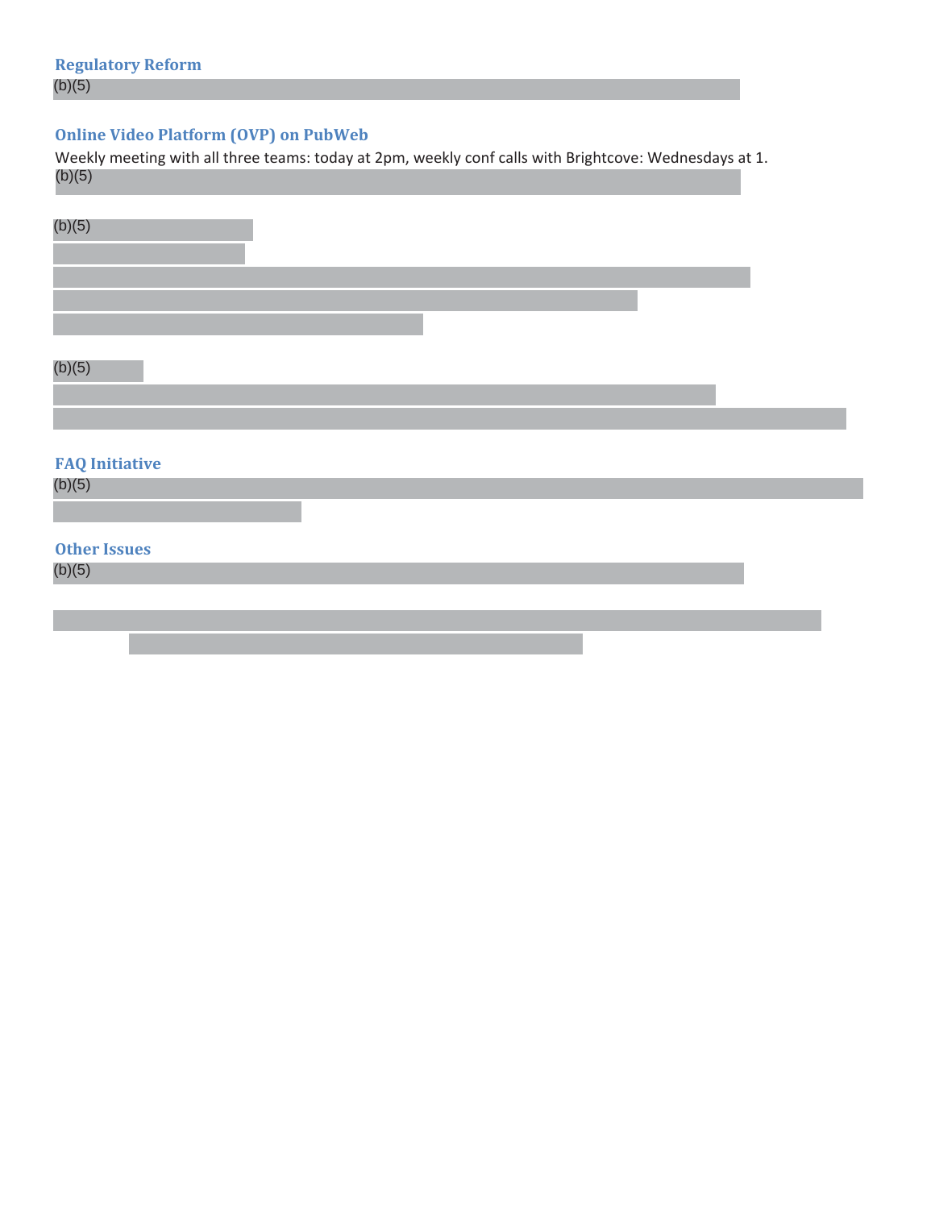## Regulatory Reform

(b)(5)

## Online Video Platform (OVP) on PubWeb

Weekly meeting with all three teams: today at 2pm, weekly conf calls with Brightcove: Wednesdays at 1.

(b)(5)

(b)(5)

(b)(5)

## FAQ Initiative

(b)(5)

## Other Issues

(b)(5)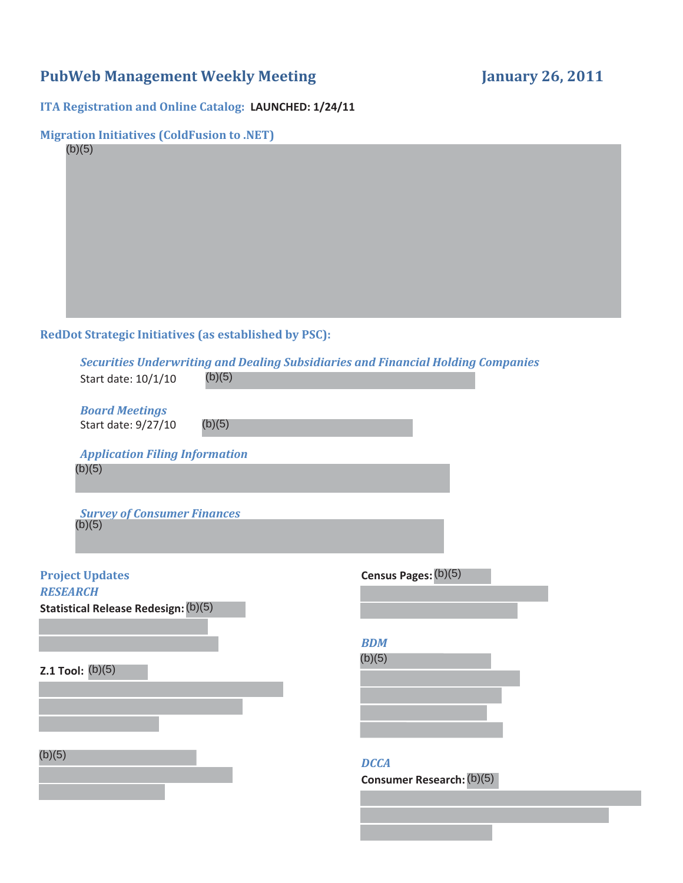# PubWeb Management Weekly Meeting — January 26, 2011

## ITA Registration and Online Catalog: **LAUNCHED: 1/24/11**

## Migration Initiatives (ColdFusion to .NET)

(b)(5)

## RedDot Strategic Initiatives (as established by PSC):

### *Securities Underwriting and Dealing Subsidiaries and Financial Holding Companies*

Start date: 10/1/10 (b)(5)

### *Board Meetings*

Start date: 9/27/10 (b)(5)

### *Application Filing Information*

(b)(5)

### *Survey of Consumer Finances*

(b)(5)

## Project Updates

### *RESEARCH*

**Statistical Release Redesign:** (b)(5)

**Z.1 Tool:** (b)(5)

(b)(5)

**Census Pages:** (b)(5)

### *BDM*

(b)(5)

### *DCCA*

**Consumer Research:** (b)(5)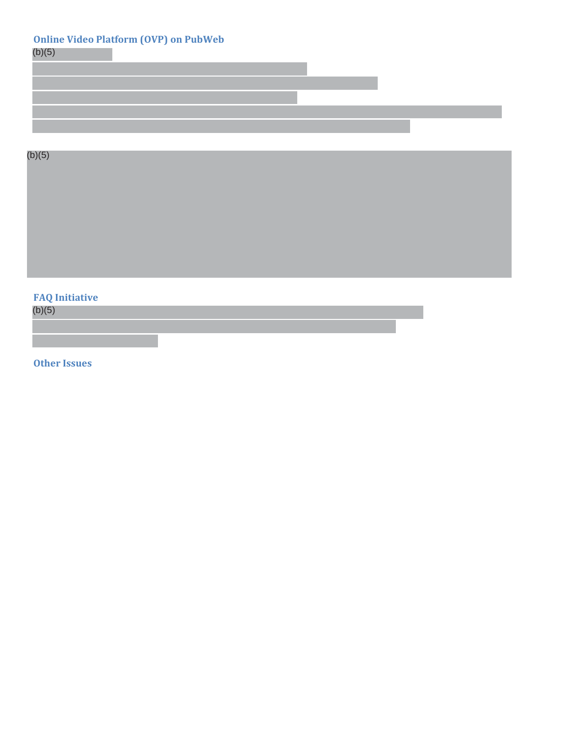## Online Video Platform (OVP) on PubWeb

(b)(5)

(b)(5)

## FAQ Initiative

(b)(5)

## Other Issues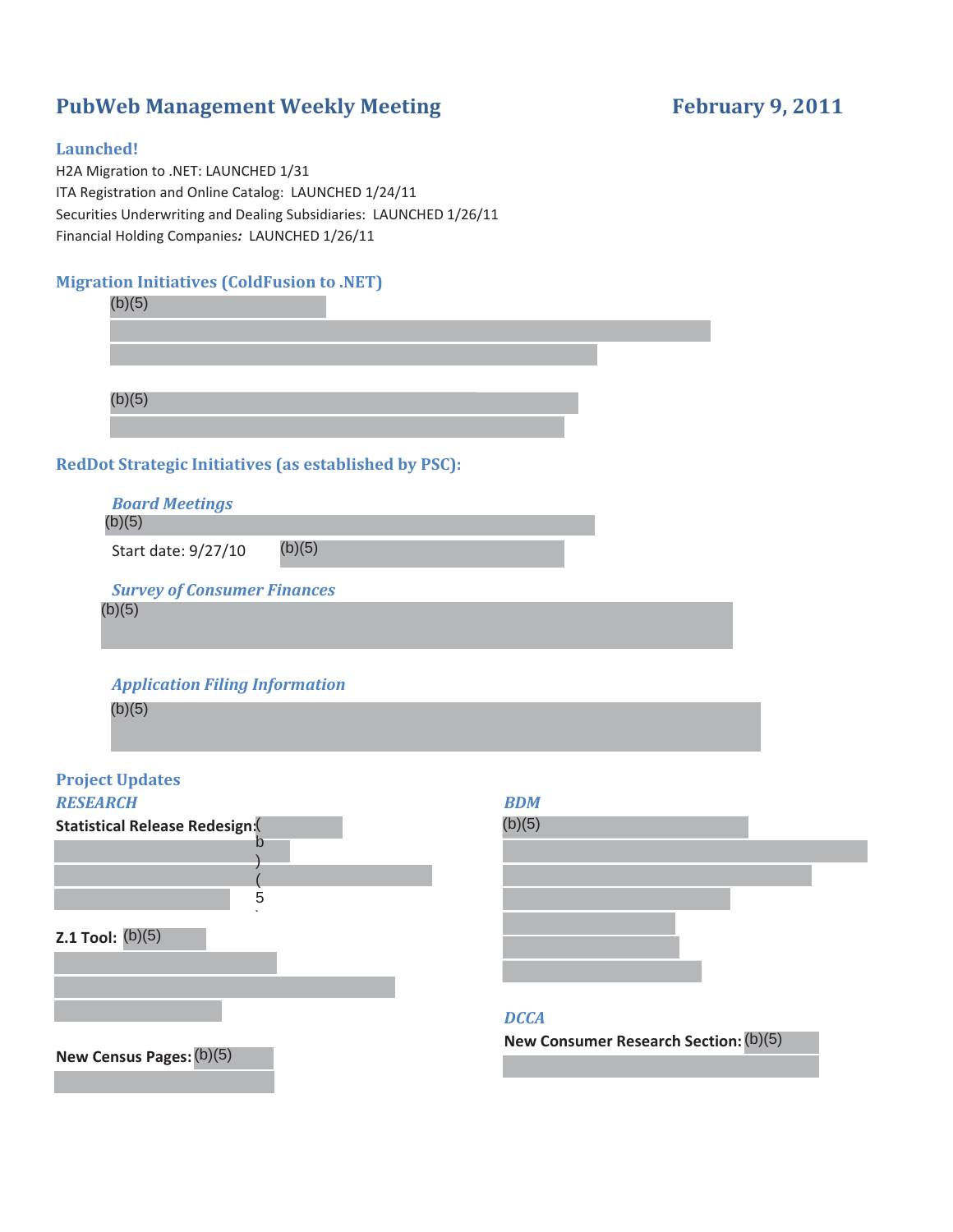# PubWeb Management Weekly Meeting

**February 9, 2011**

## Launched!

H2A Migration to .NET: LAUNCHED 1/31

ITA Registration and Online Catalog: LAUNCHED 1/24/11

Securities Underwriting and Dealing Subsidiaries: LAUNCHED 1/26/11

Financial Holding Companies*:* LAUNCHED 1/26/11

## Migration Initiatives (ColdFusion to .NET)

(b)(5)

(b)(5)

## RedDot Strategic Initiatives (as established by PSC):

### *Board Meetings*

(b)(5)

Start date: 9/27/10 (b)(5)

### *Survey of Consumer Finances*

(b)(5)

### *Application Filing Information*

(b)(5)

## Project Updates

### *RESEARCH*

**Statistical Release Redesign:** (b)(5)

**Z.1 Tool:** (b)(5)

**New Census Pages:** (b)(5)

### *BDM*

(b)(5)

### *DCCA*

**New Consumer Research Section:** (b)(5)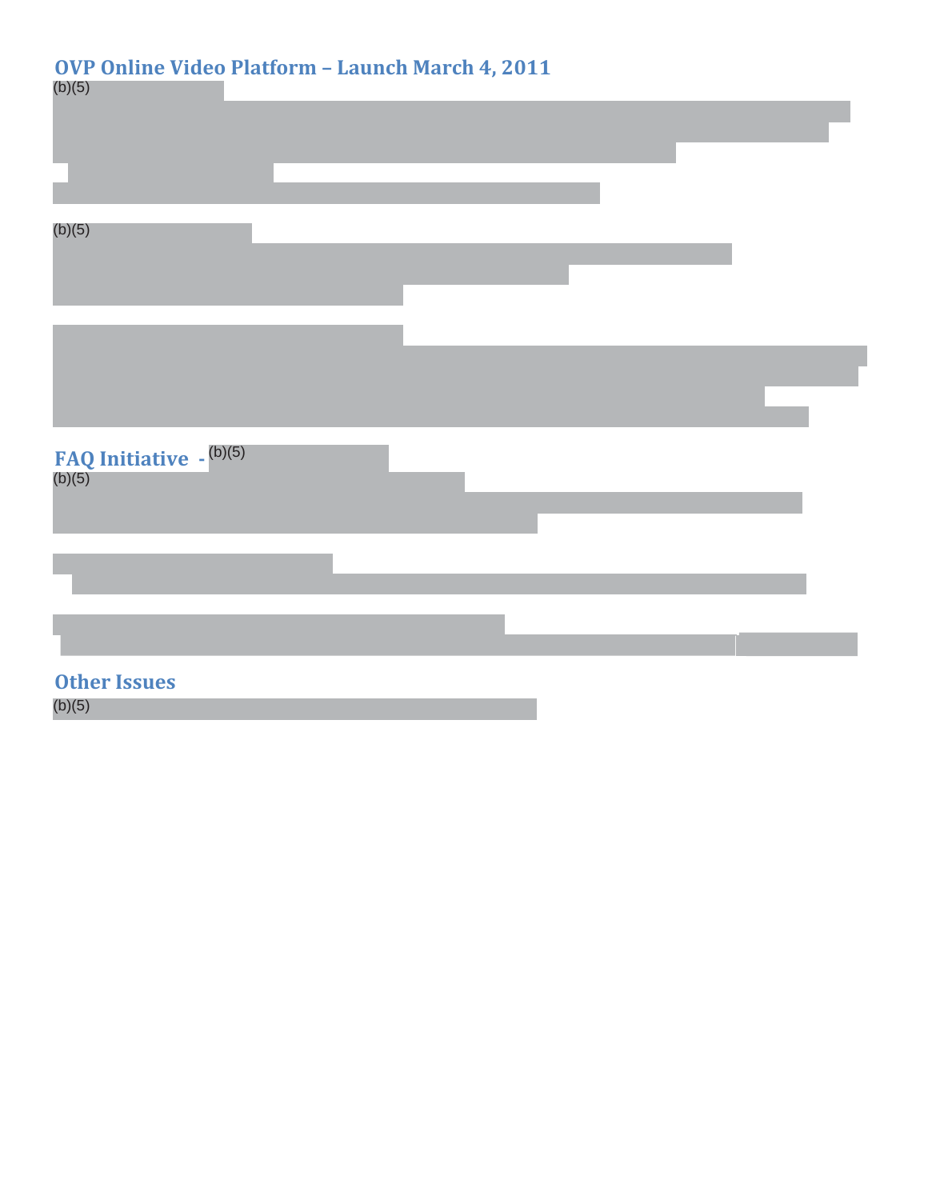## OVP Online Video Platform – Launch March 4, 2011

(b)(5)

(b)(5)

## FAQ Initiative - (b)(5)

(b)(5)

## Other Issues

(b)(5)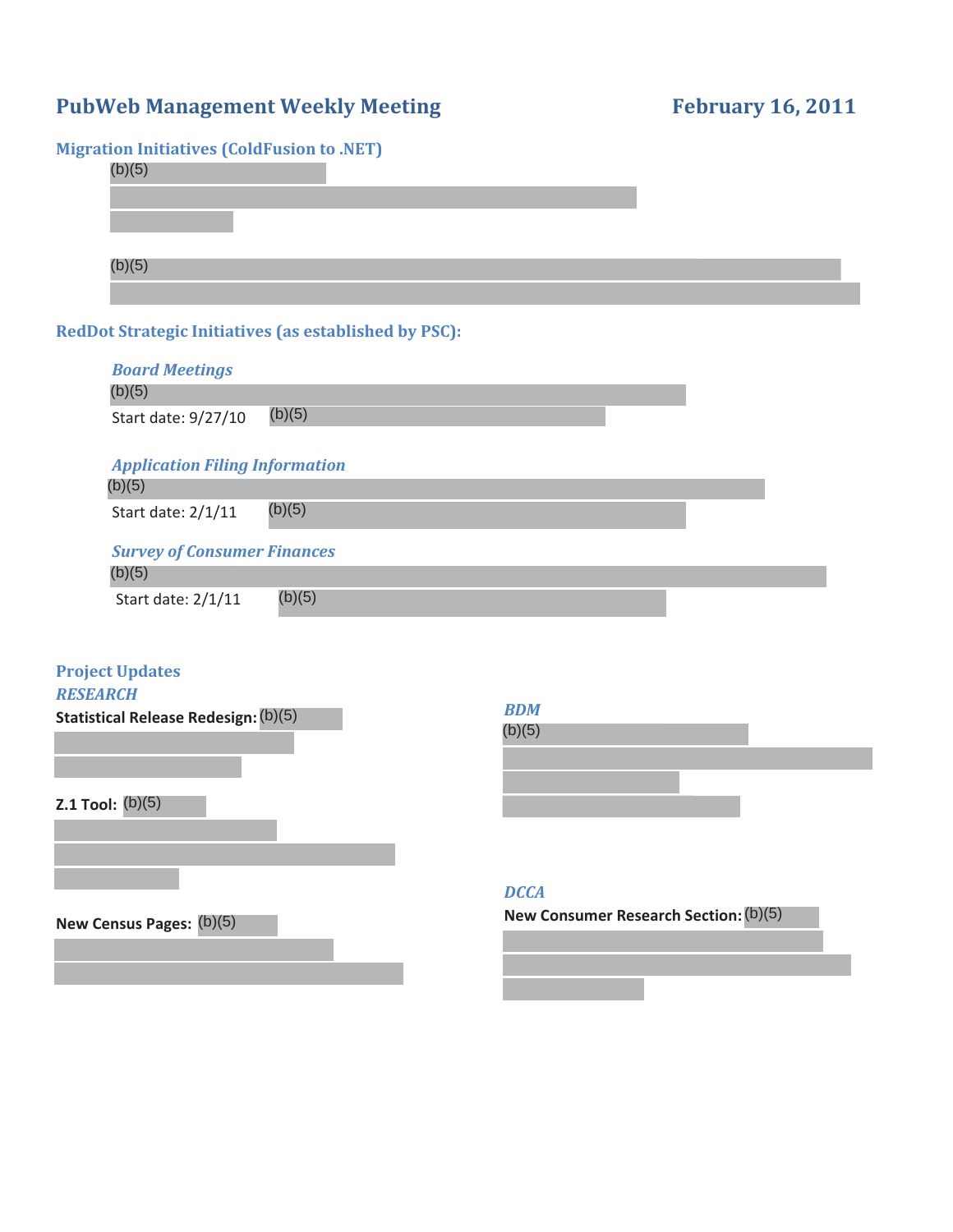# PubWeb Management Weekly Meeting

**February 16, 2011**

## Migration Initiatives (ColdFusion to .NET)

(b)(5)

(b)(5)

## RedDot Strategic Initiatives (as established by PSC):

### *Board Meetings*

(b)(5)

Start date: 9/27/10 (b)(5)

### *Application Filing Information*

(b)(5)

Start date: 2/1/11 (b)(5)

### *Survey of Consumer Finances*

(b)(5)

Start date: 2/1/11 (b)(5)

## Project Updates

### *RESEARCH*

**Statistical Release Redesign:** (b)(5)

**Z.1 Tool:** (b)(5)

**New Census Pages:** (b)(5)

### *BDM*

(b)(5)

### *DCCA*

**New Consumer Research Section:** (b)(5)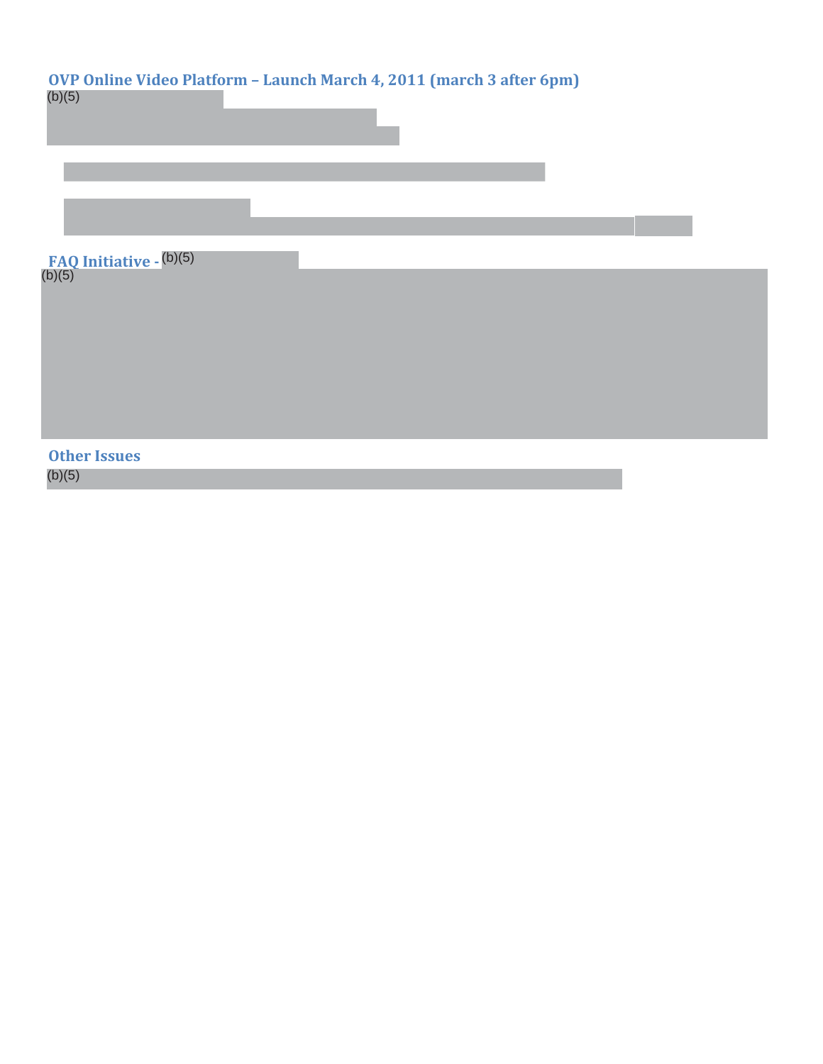## OVP Online Video Platform – Launch March 4, 2011 (march 3 after 6pm)

(b)(5)

## FAQ Initiative - (b)(5)

(b)(5)

## Other Issues

(b)(5)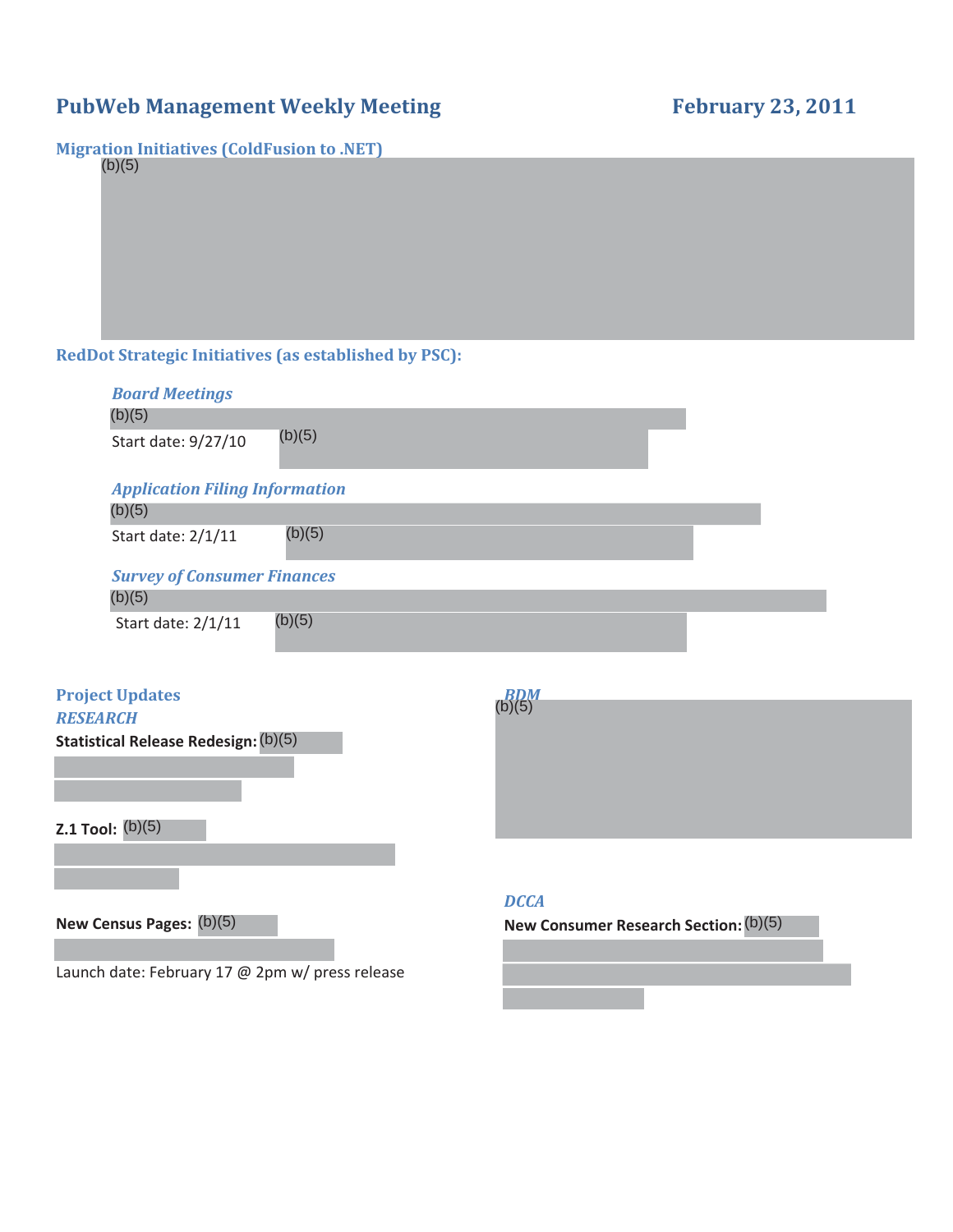# PubWeb Management Weekly Meeting

**February 23, 2011**

## Migration Initiatives (ColdFusion to .NET)

(b)(5)

## RedDot Strategic Initiatives (as established by PSC):

### *Board Meetings*

(b)(5)

Start date: 9/27/10 (b)(5)

### *Application Filing Information*

(b)(5)

Start date: 2/1/11 (b)(5)

### *Survey of Consumer Finances*

(b)(5)

Start date: 2/1/11 (b)(5)

## Project Updates

### *RESEARCH*

**Statistical Release Redesign:** (b)(5)

**Z.1 Tool:** (b)(5)

**New Census Pages:** (b)(5)

Launch date: February 17 @ 2pm w/ press release

### *RDM*

(b)(5)

### *DCCA*

**New Consumer Research Section:** (b)(5)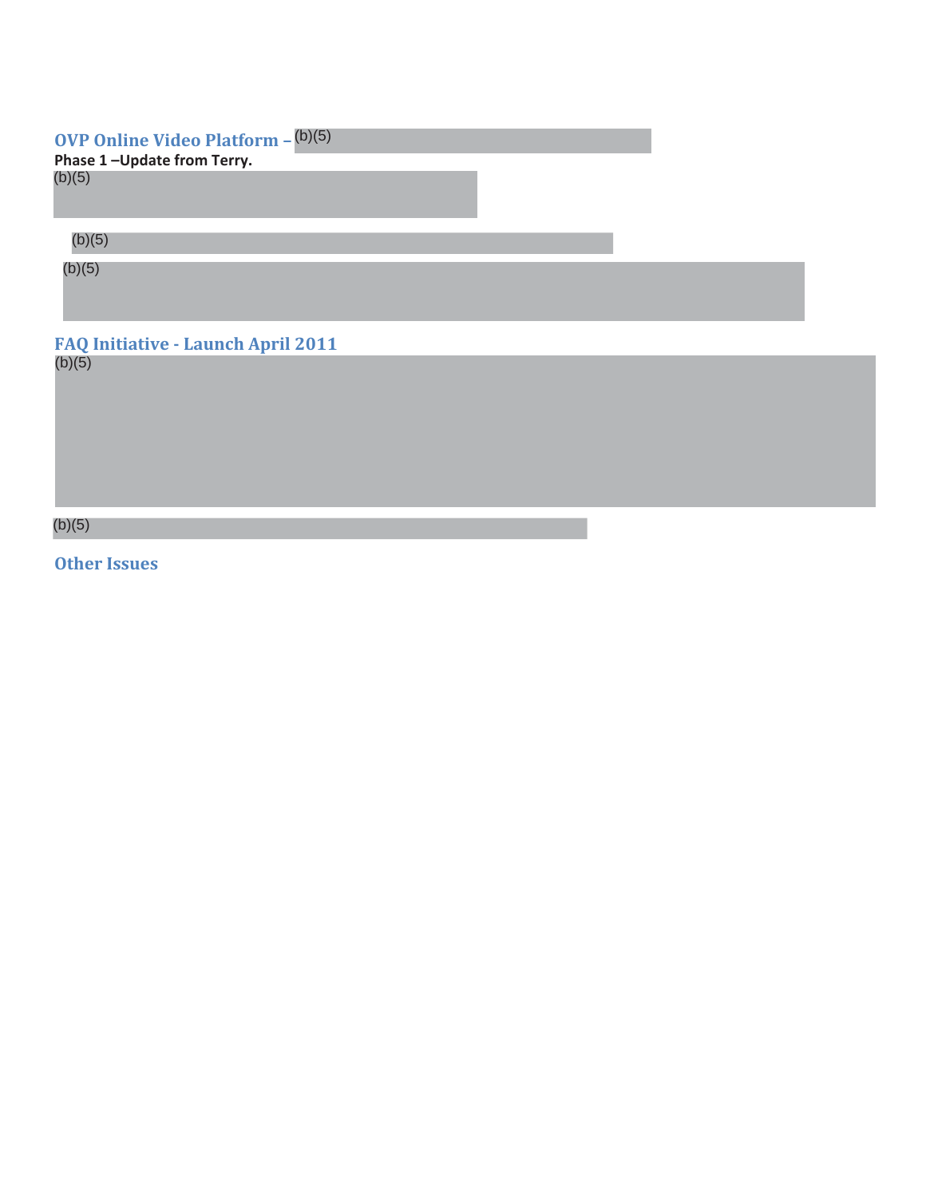## OVP Online Video Platform – (b)(5)

**Phase 1 –Update from Terry.**

(b)(5)

(b)(5)

(b)(5)

## FAQ Initiative - Launch April 2011

(b)(5)

(b)(5)

## Other Issues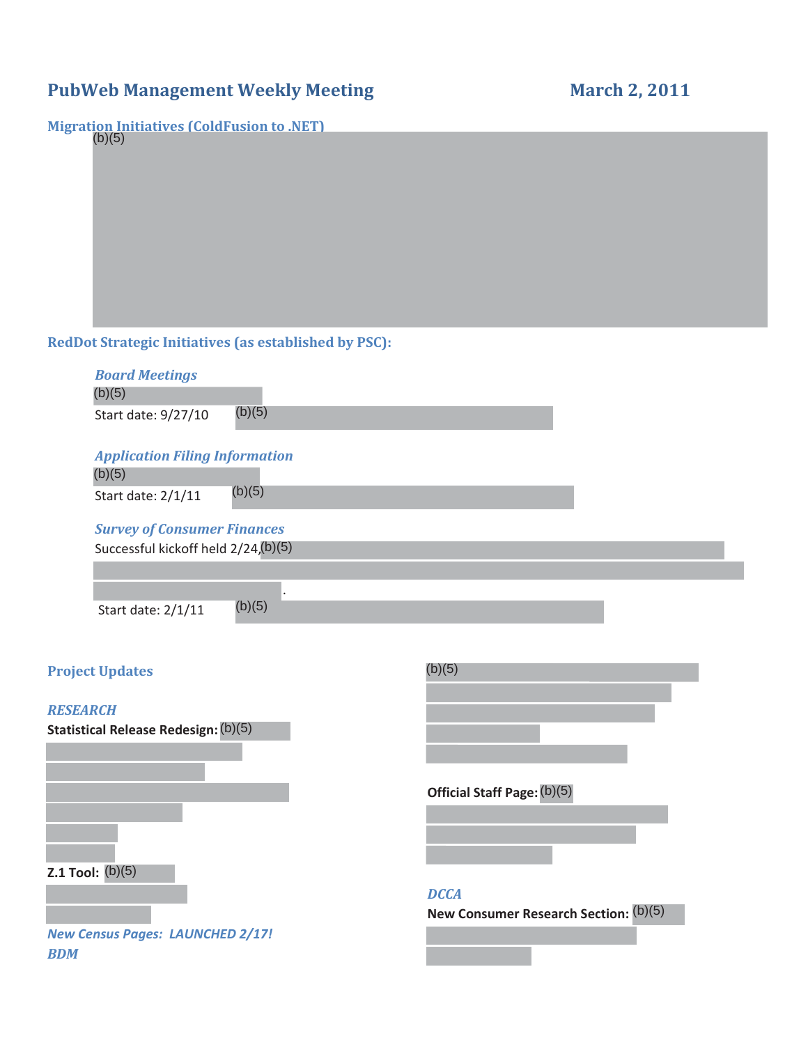# PubWeb Management Weekly Meeting — March 2, 2011

## Migration Initiatives (ColdFusion to .NET)

(b)(5)

## RedDot Strategic Initiatives (as established by PSC):

### *Board Meetings*

(b)(5)

Start date: 9/27/10 (b)(5)

### *Application Filing Information*

(b)(5)

Start date: 2/1/11 (b)(5)

### *Survey of Consumer Finances*

Successful kickoff held 2/24,(b)(5)

.

Start date: 2/1/11 (b)(5)

## Project Updates

### *RESEARCH*

**Statistical Release Redesign:** (b)(5)

**Z.1 Tool:** (b)(5)

***New Census Pages: LAUNCHED 2/17!***

### *BDM*

(b)(5)

**Official Staff Page:** (b)(5)

### *DCCA*

**New Consumer Research Section:** (b)(5)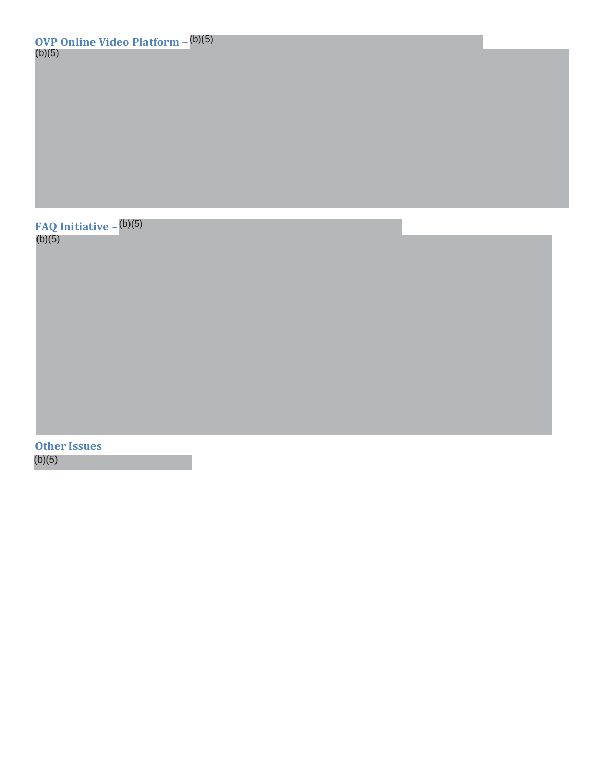### OVP Online Video Platform – (b)(5)

(b)(5)

### FAQ Initiative – (b)(5)

(b)(5)

### Other Issues

(b)(5)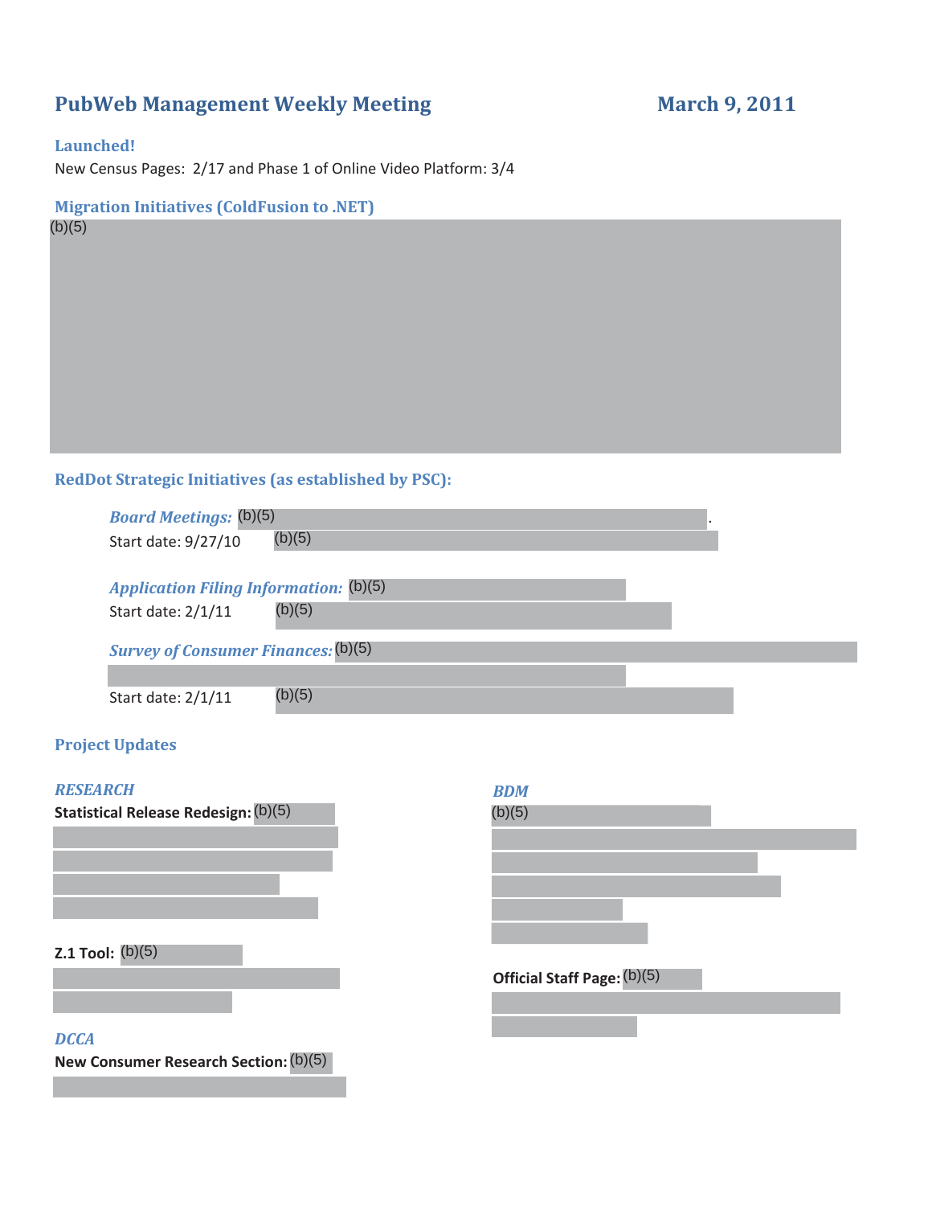# PubWeb Management Weekly Meeting

**March 9, 2011**

## Launched!

New Census Pages: 2/17 and Phase 1 of Online Video Platform: 3/4

## Migration Initiatives (ColdFusion to .NET)

(b)(5)

## RedDot Strategic Initiatives (as established by PSC):

***Board Meetings:*** (b)(5).
Start date: 9/27/10 (b)(5)

***Application Filing Information:*** (b)(5)
Start date: 2/1/11 (b)(5)

***Survey of Consumer Finances:*** (b)(5)
Start date: 2/1/11 (b)(5)

## Project Updates

### *RESEARCH*

**Statistical Release Redesign:** (b)(5)

**Z.1 Tool:** (b)(5)

### *DCCA*

**New Consumer Research Section:** (b)(5)

### *BDM*

(b)(5)

**Official Staff Page:** (b)(5)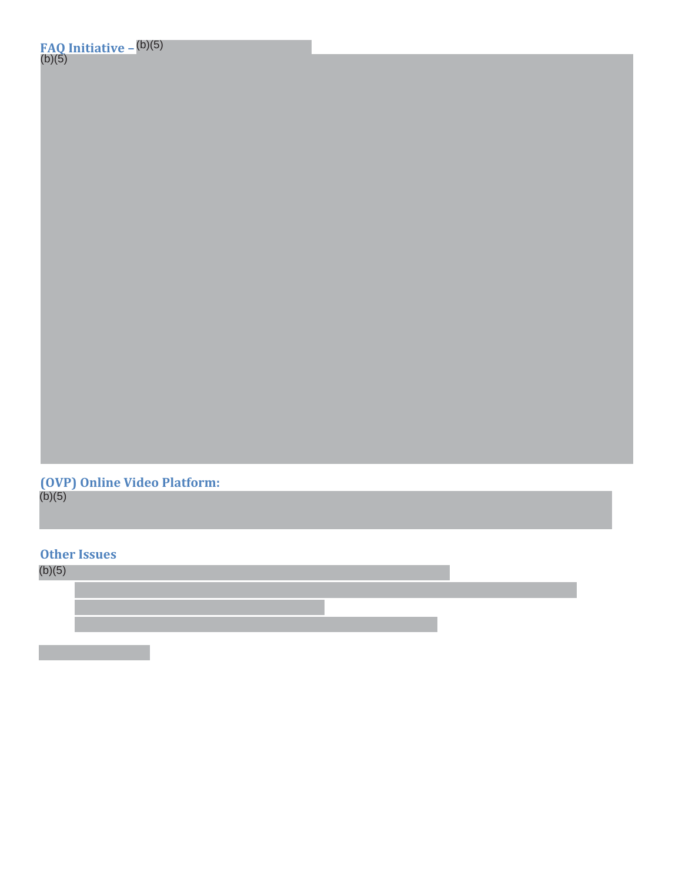## FAQ Initiative – (b)(5)

(b)(5)

## (OVP) Online Video Platform:

(b)(5)

## Other Issues

(b)(5)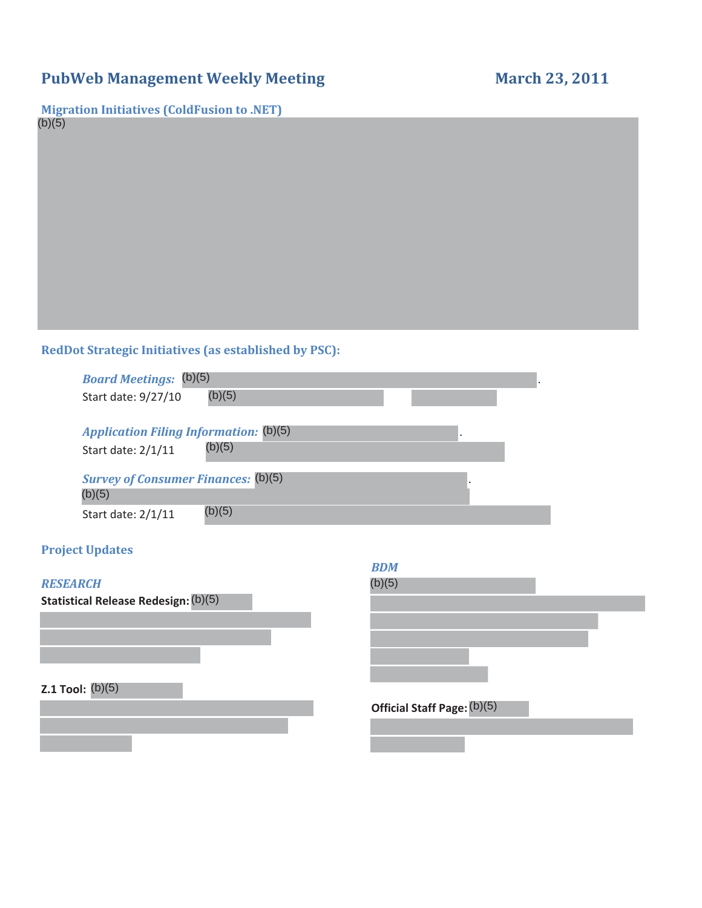# PubWeb Management Weekly Meeting — March 23, 2011

## Migration Initiatives (ColdFusion to .NET)

(b)(5)

## RedDot Strategic Initiatives (as established by PSC):

***Board Meetings:*** (b)(5) .
Start date: 9/27/10 (b)(5)

***Application Filing Information:*** (b)(5) .
Start date: 2/1/11 (b)(5)

***Survey of Consumer Finances:*** (b)(5) .
(b)(5)
Start date: 2/1/11 (b)(5)

## Project Updates

### *RESEARCH*

**Statistical Release Redesign:** (b)(5)

**Z.1 Tool:** (b)(5)

### *BDM*

(b)(5)

**Official Staff Page:** (b)(5)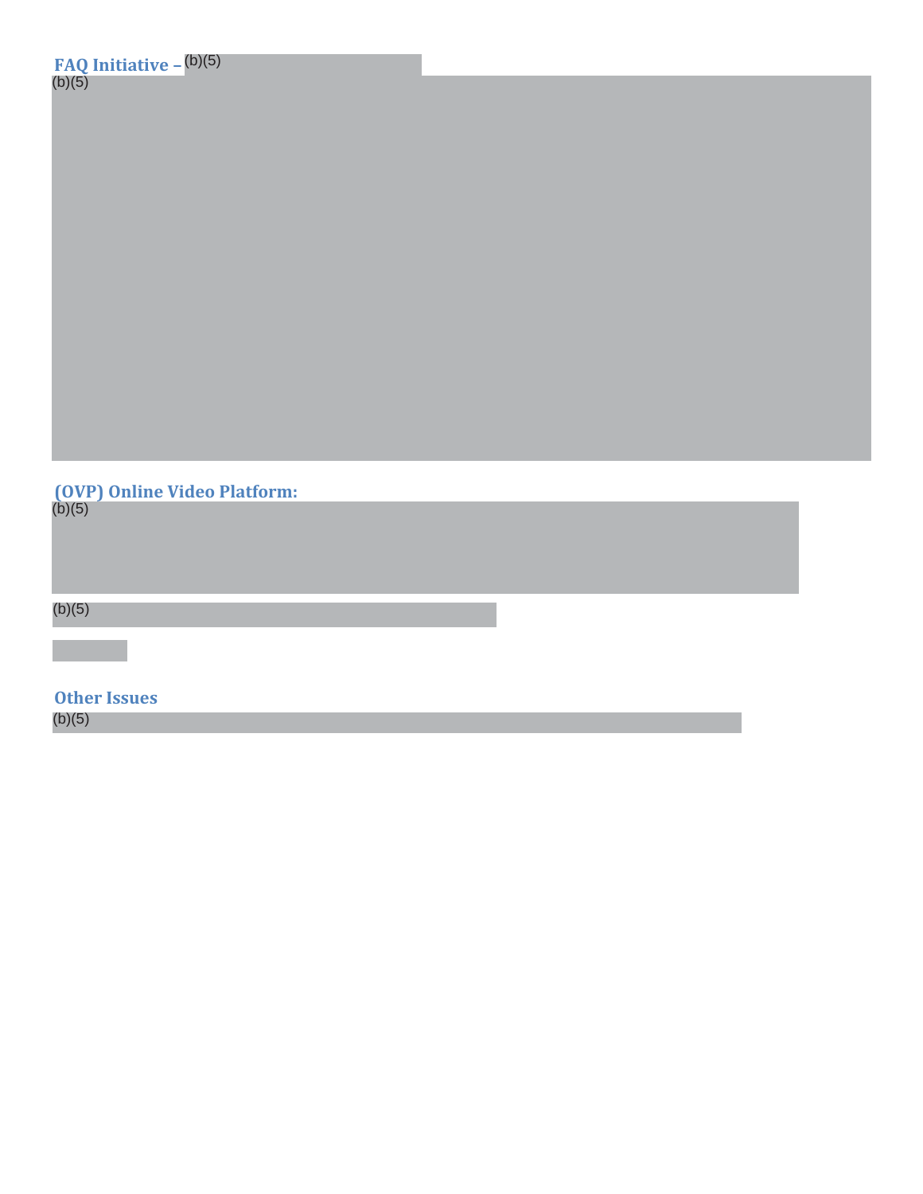## FAQ Initiative – (b)(5)

(b)(5)

## (OVP) Online Video Platform:

(b)(5)

(b)(5)

## Other Issues

(b)(5)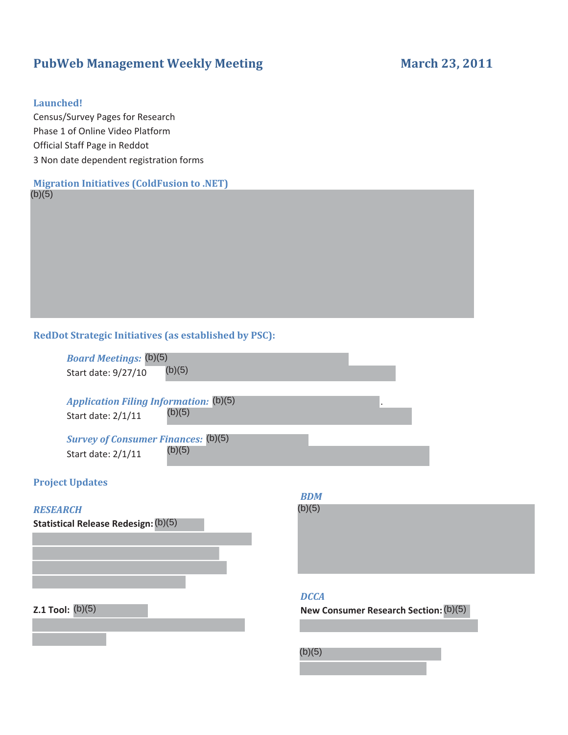# PubWeb Management Weekly Meeting

**March 23, 2011**

## Launched!

Census/Survey Pages for Research
Phase 1 of Online Video Platform
Official Staff Page in Reddot
3 Non date dependent registration forms

## Migration Initiatives (ColdFusion to .NET)

(b)(5)

## RedDot Strategic Initiatives (as established by PSC):

***Board Meetings:*** (b)(5)
Start date: 9/27/10 (b)(5)

***Application Filing Information:*** (b)(5) .
Start date: 2/1/11 (b)(5)

***Survey of Consumer Finances:*** (b)(5)
Start date: 2/1/11 (b)(5)

## Project Updates

### *RESEARCH*

**Statistical Release Redesign:** (b)(5)

**Z.1 Tool:** (b)(5)

### *BDM*

(b)(5)

### *DCCA*

**New Consumer Research Section:** (b)(5)

(b)(5)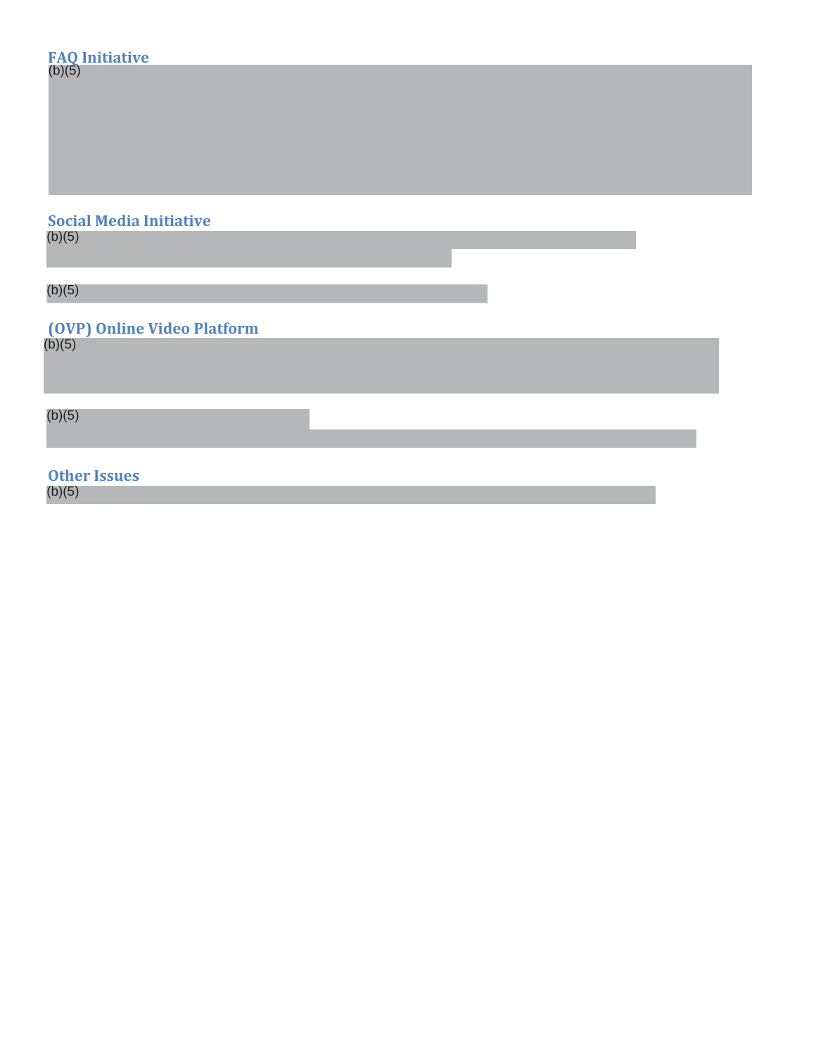## FAQ Initiative

(b)(5)

## Social Media Initiative

(b)(5)

(b)(5)

## (OVP) Online Video Platform

(b)(5)

(b)(5)

## Other Issues

(b)(5)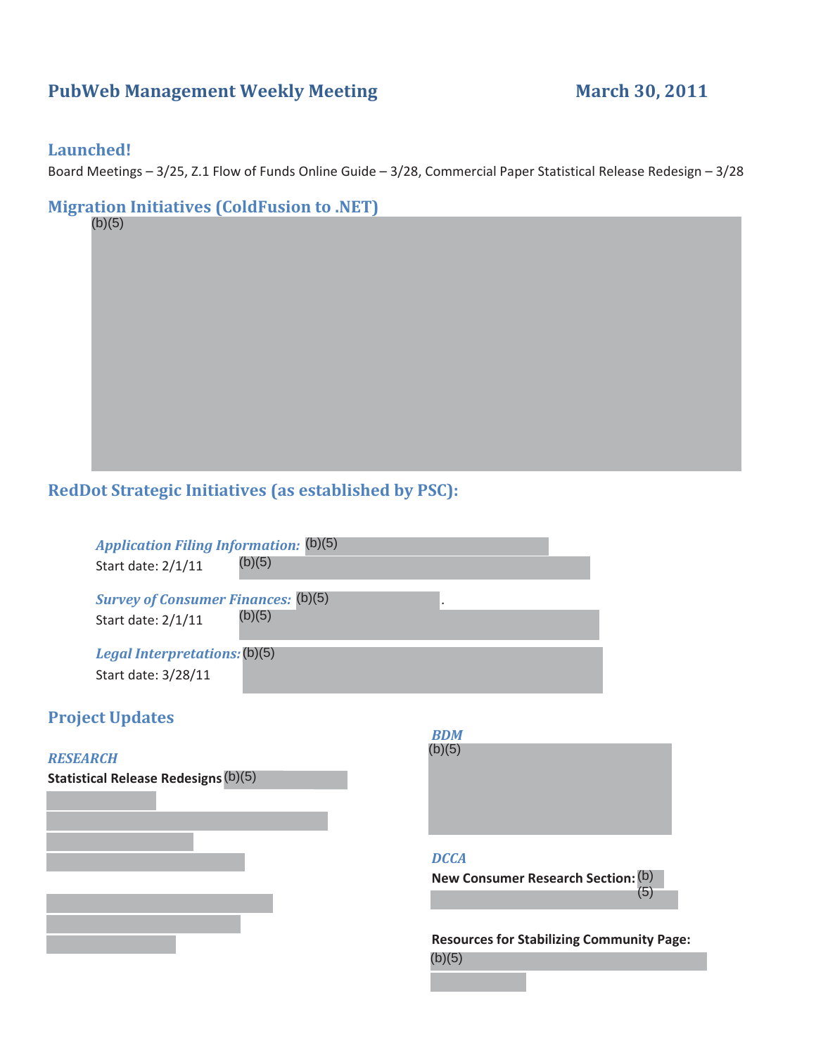## PubWeb Management Weekly Meeting March 30, 2011

### Launched!

Board Meetings – 3/25, Z.1 Flow of Funds Online Guide – 3/28, Commercial Paper Statistical Release Redesign – 3/28

### Migration Initiatives (ColdFusion to .NET)

(b)(5)

### RedDot Strategic Initiatives (as established by PSC):

***Application Filing Information:*** (b)(5)
Start date: 2/1/11 (b)(5)

***Survey of Consumer Finances:*** (b)(5) .
Start date: 2/1/11 (b)(5)

***Legal Interpretations:*** (b)(5)
Start date: 3/28/11

### Project Updates

*RESEARCH*

**Statistical Release Redesigns** (b)(5)

*BDM*

(b)(5)

*DCCA*

**New Consumer Research Section:** (b)(5)

**Resources for Stabilizing Community Page:**
(b)(5)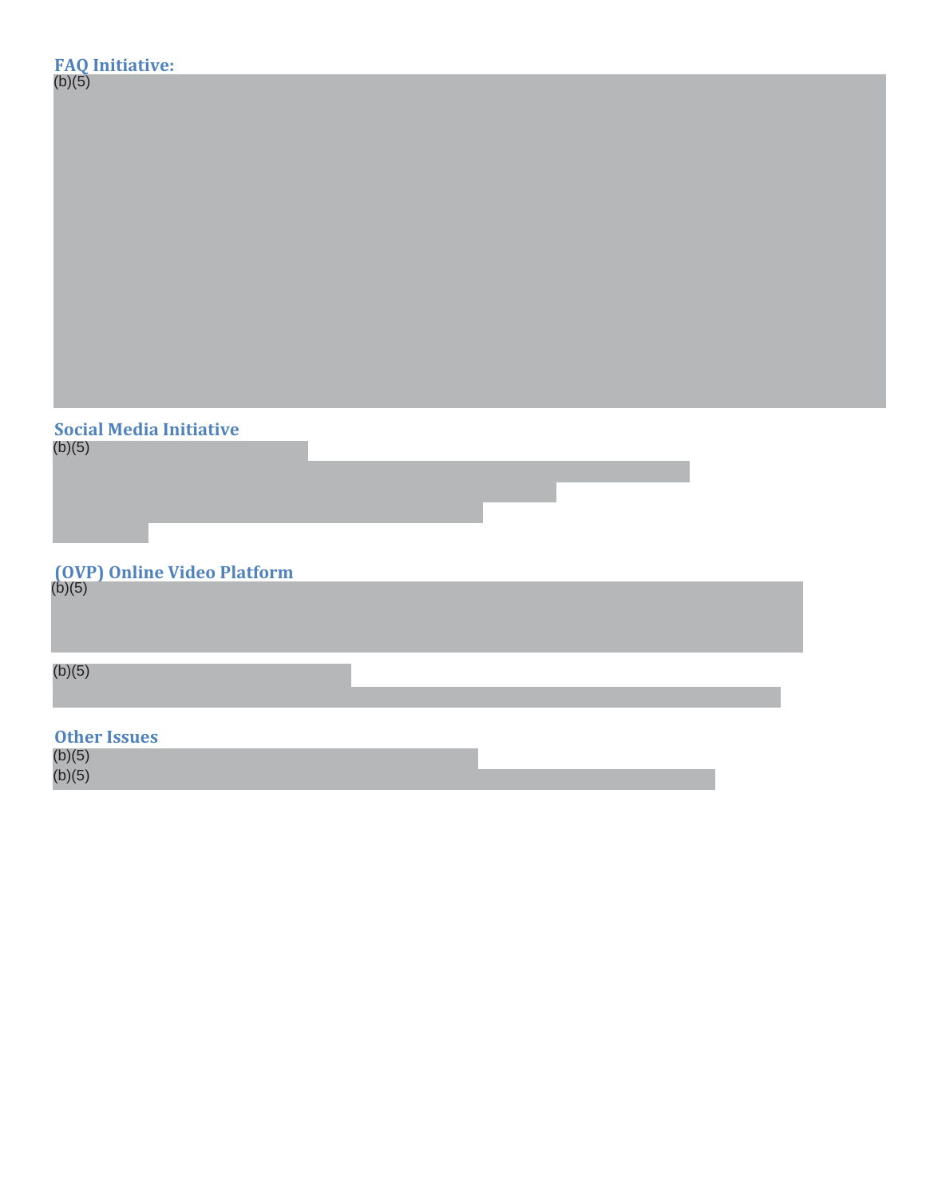## FAQ Initiative:

(b)(5)

## Social Media Initiative

(b)(5)

## (OVP) Online Video Platform

(b)(5)

(b)(5)

## Other Issues

(b)(5)
(b)(5)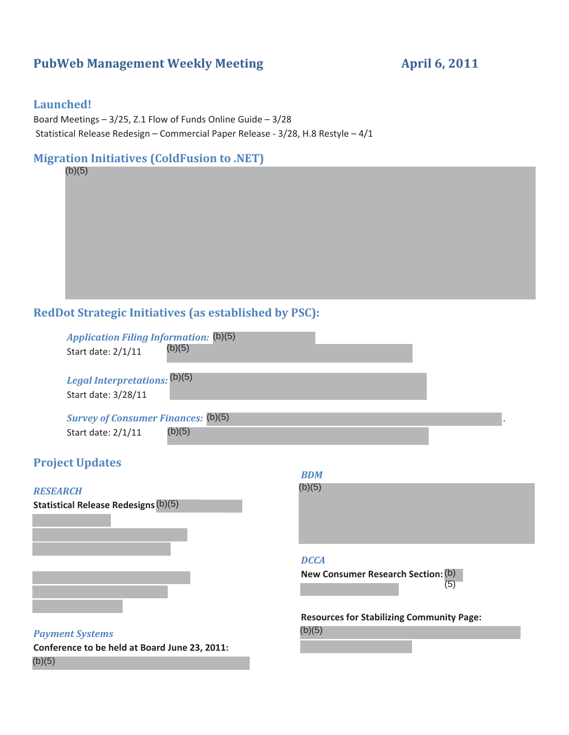## PubWeb Management Weekly Meeting — April 6, 2011

### Launched!

Board Meetings – 3/25, Z.1 Flow of Funds Online Guide – 3/28

Statistical Release Redesign – Commercial Paper Release - 3/28, H.8 Restyle – 4/1

### Migration Initiatives (ColdFusion to .NET)

(b)(5)

### RedDot Strategic Initiatives (as established by PSC):

***Application Filing Information:*** (b)(5)
Start date: 2/1/11 (b)(5)

***Legal Interpretations:*** (b)(5)
Start date: 3/28/11

***Survey of Consumer Finances:*** (b)(5).
Start date: 2/1/11 (b)(5)

### Project Updates

***RESEARCH***

**Statistical Release Redesigns** (b)(5)

***Payment Systems***

**Conference to be held at Board June 23, 2011:**
(b)(5)

***BDM***

(b)(5)

***DCCA***

**New Consumer Research Section:** (b)(5)

**Resources for Stabilizing Community Page:**
(b)(5)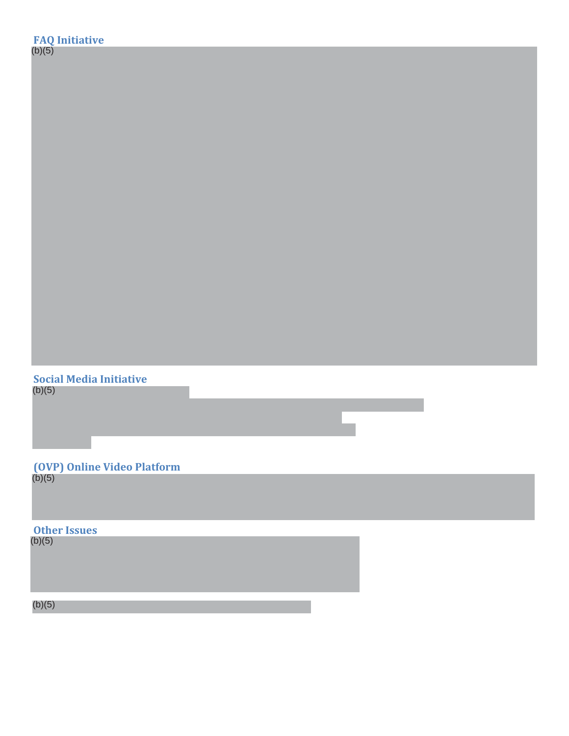### FAQ Initiative

(b)(5)

### Social Media Initiative

(b)(5)

### (OVP) Online Video Platform

(b)(5)

### Other Issues

(b)(5)

(b)(5)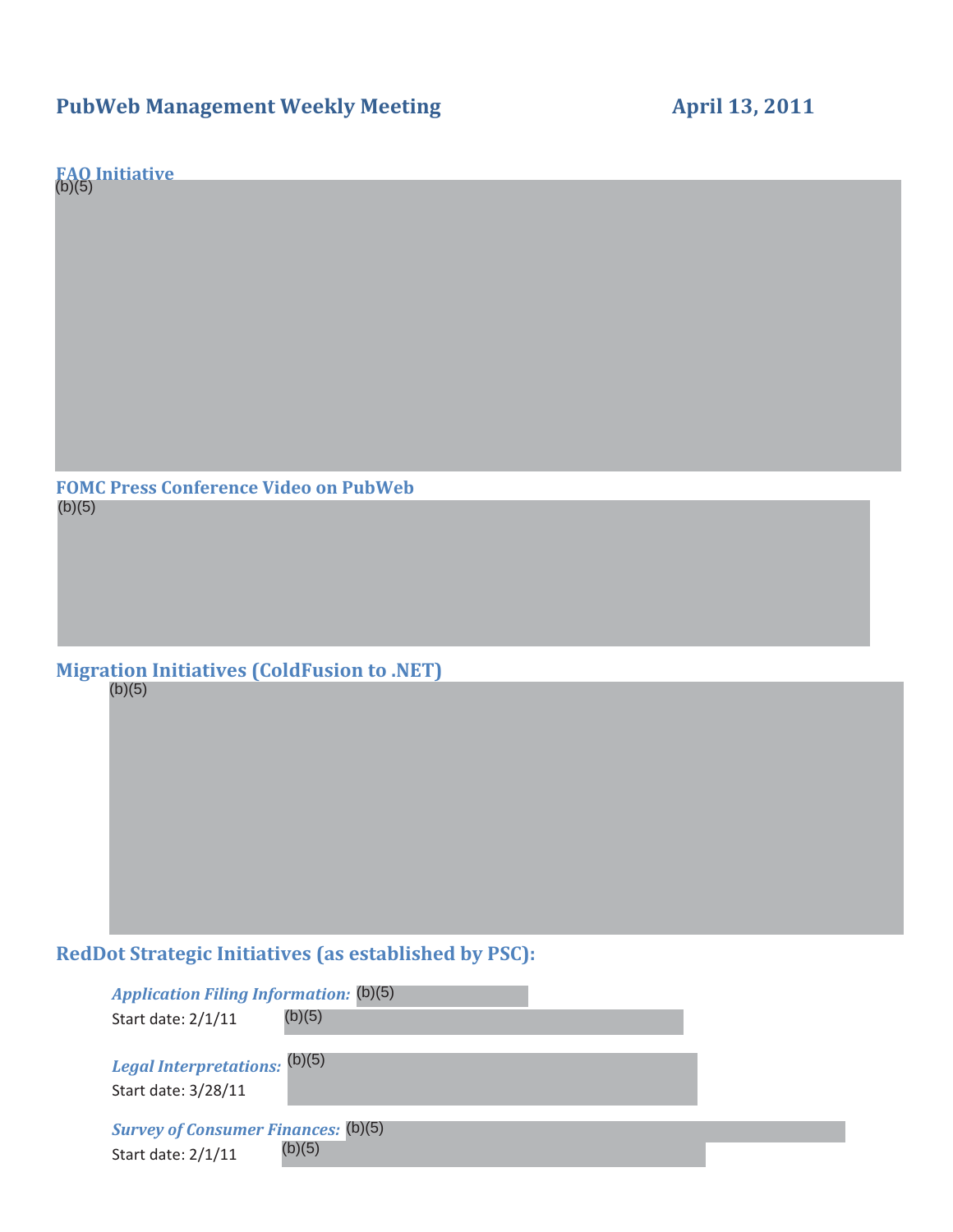# PubWeb Management Weekly Meeting April 13, 2011

## FAQ Initiative

(b)(5)

## FOMC Press Conference Video on PubWeb

(b)(5)

## Migration Initiatives (ColdFusion to .NET)

(b)(5)

## RedDot Strategic Initiatives (as established by PSC):

***Application Filing Information:*** (b)(5)

Start date: 2/1/11 (b)(5)

***Legal Interpretations:*** (b)(5)

Start date: 3/28/11

***Survey of Consumer Finances:*** (b)(5)

Start date: 2/1/11 (b)(5)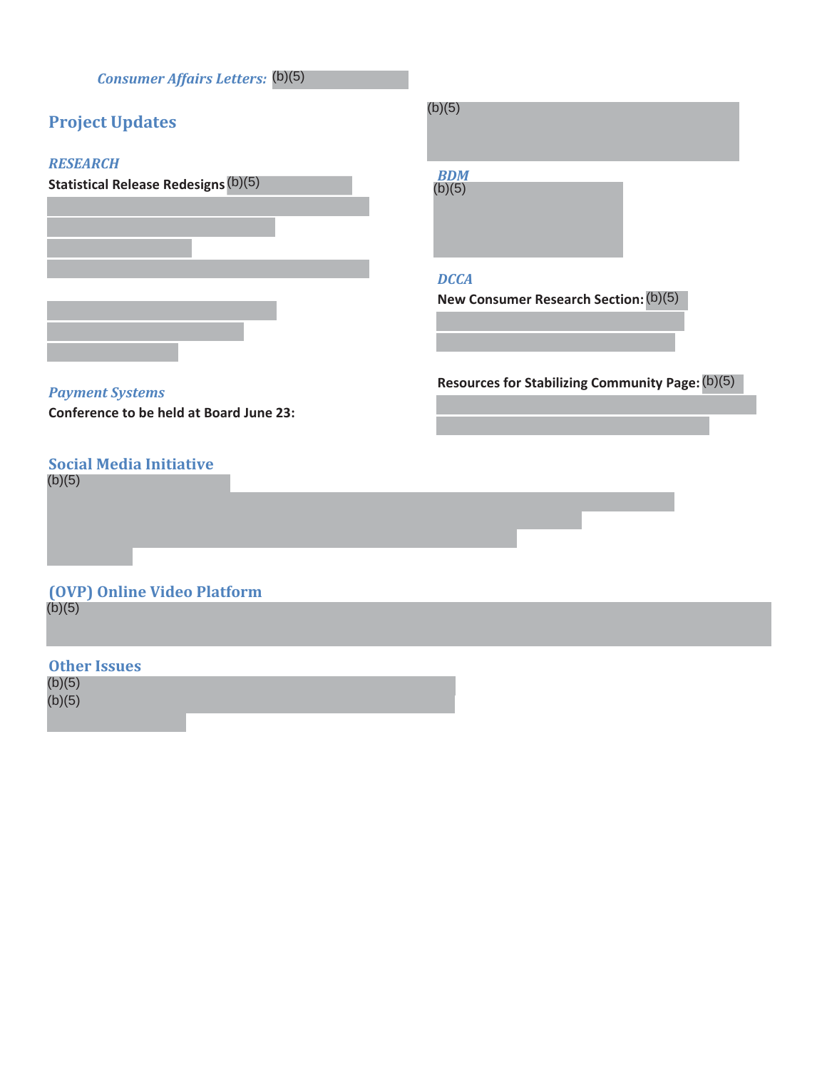*Consumer Affairs Letters:* (b)(5)

## Project Updates

### *RESEARCH*

**Statistical Release Redesigns** (b)(5)

### *Payment Systems*

**Conference to be held at Board June 23:**

(b)(5)

### *BDM*

(b)(5)

### *DCCA*

**New Consumer Research Section:** (b)(5)

**Resources for Stabilizing Community Page:** (b)(5)

## Social Media Initiative

(b)(5)

## (OVP) Online Video Platform

(b)(5)

## Other Issues

(b)(5)

(b)(5)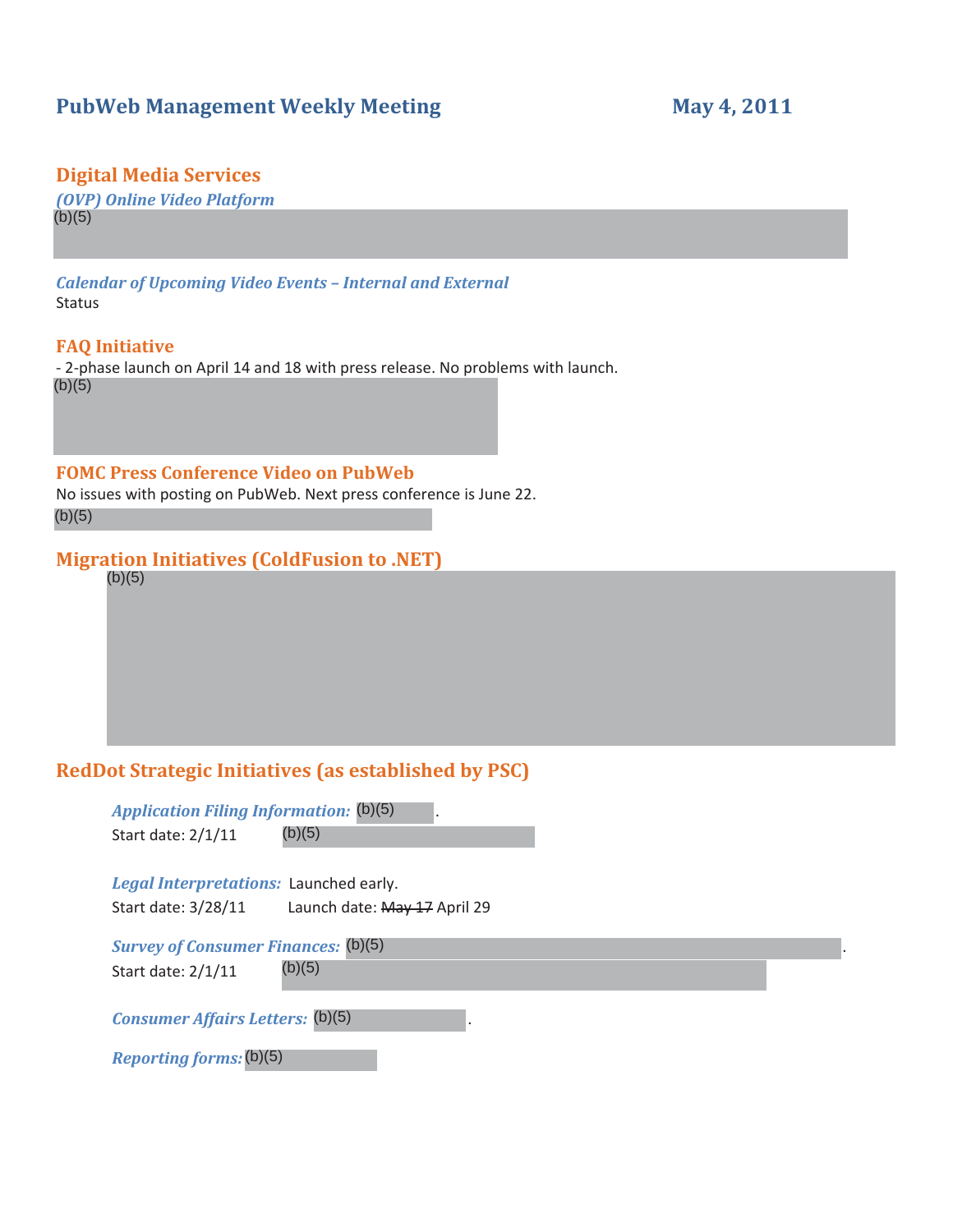# PubWeb Management Weekly Meeting May 4, 2011

## Digital Media Services

***(OVP) Online Video Platform***

(b)(5)

***Calendar of Upcoming Video Events – Internal and External***

Status

## FAQ Initiative

- 2-phase launch on April 14 and 18 with press release. No problems with launch.

(b)(5)

## FOMC Press Conference Video on PubWeb

No issues with posting on PubWeb. Next press conference is June 22.

(b)(5)

## Migration Initiatives (ColdFusion to .NET)

(b)(5)

## RedDot Strategic Initiatives (as established by PSC)

***Application Filing Information:*** (b)(5).

Start date: 2/1/11 (b)(5)

***Legal Interpretations:*** Launched early.

Start date: 3/28/11 Launch date: ~~May 17~~ April 29

***Survey of Consumer Finances:*** (b)(5).

Start date: 2/1/11 (b)(5)

***Consumer Affairs Letters:*** (b)(5).

***Reporting forms:*** (b)(5)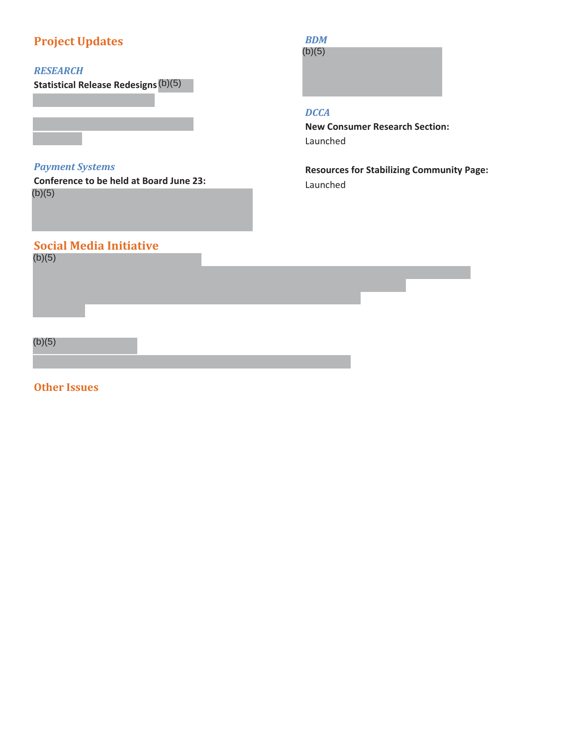## Project Updates

### *RESEARCH*

**Statistical Release Redesigns** (b)(5)

### *Payment Systems*

**Conference to be held at Board June 23:**

(b)(5)

### *BDM*

(b)(5)

### *DCCA*

**New Consumer Research Section:**

Launched

**Resources for Stabilizing Community Page:**

Launched

## Social Media Initiative

(b)(5)

(b)(5)

## Other Issues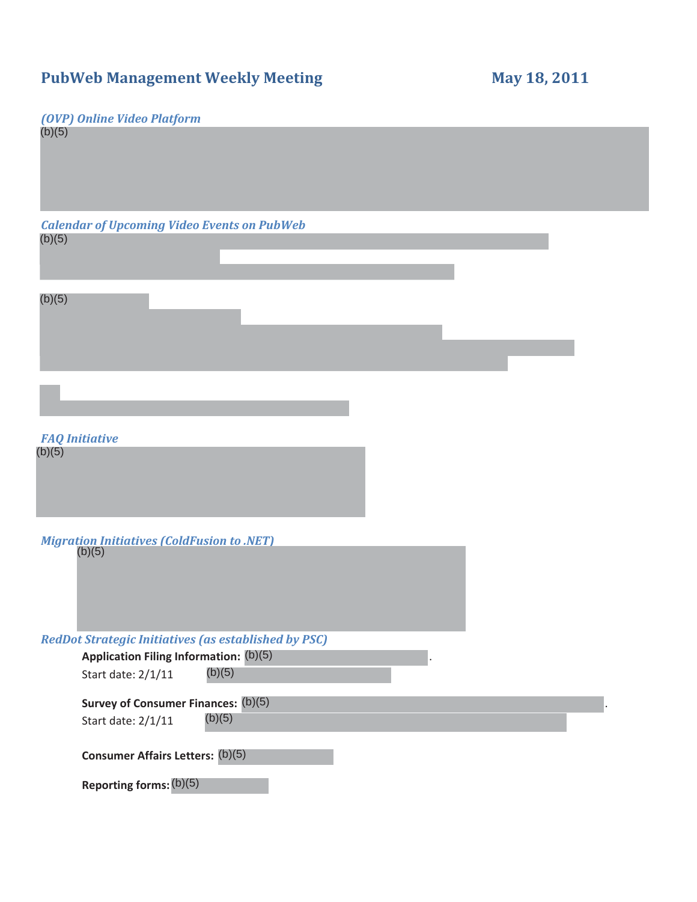# PubWeb Management Weekly Meeting

**May 18, 2011**

### *(OVP) Online Video Platform*

(b)(5)

### *Calendar of Upcoming Video Events on PubWeb*

(b)(5)

(b)(5)

### *FAQ Initiative*

(b)(5)

### *Migration Initiatives (ColdFusion to .NET)*

(b)(5)

### *RedDot Strategic Initiatives (as established by PSC)*

**Application Filing Information:** (b)(5).
Start date: 2/1/11 (b)(5)

**Survey of Consumer Finances:** (b)(5).
Start date: 2/1/11 (b)(5)

**Consumer Affairs Letters:** (b)(5)

**Reporting forms:** (b)(5)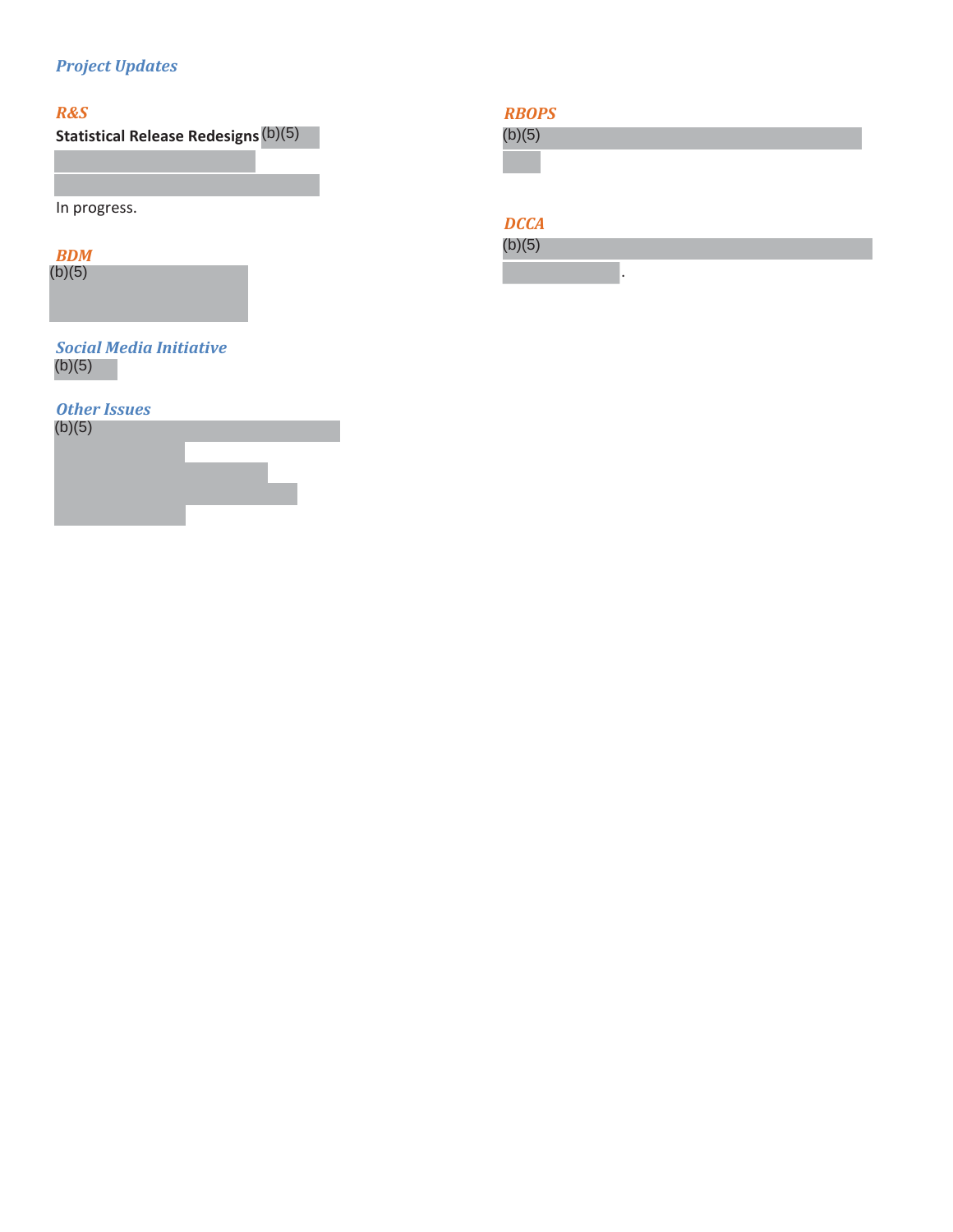## *Project Updates*

### *R&S*

**Statistical Release Redesigns** (b)(5)

In progress.

### *BDM*

(b)(5)

## *Social Media Initiative*

(b)(5)

## *Other Issues*

(b)(5)

### *RBOPS*

(b)(5)

### *DCCA*

(b)(5)

.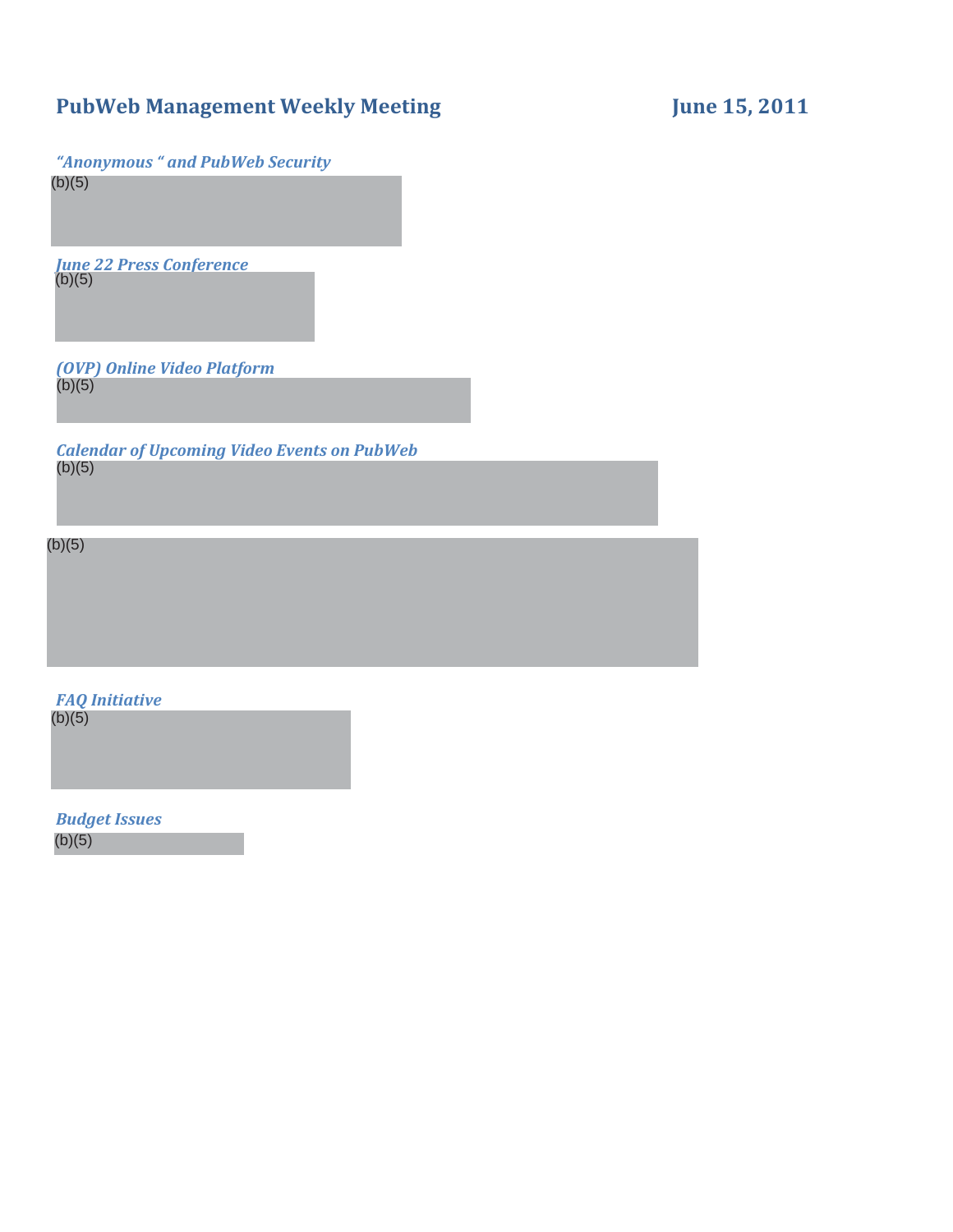## PubWeb Management Weekly Meeting — June 15, 2011

### *"Anonymous " and PubWeb Security*

(b)(5)

### *June 22 Press Conference*

(b)(5)

### *(OVP) Online Video Platform*

(b)(5)

### *Calendar of Upcoming Video Events on PubWeb*

(b)(5)

(b)(5)

### *FAQ Initiative*

(b)(5)

### *Budget Issues*

(b)(5)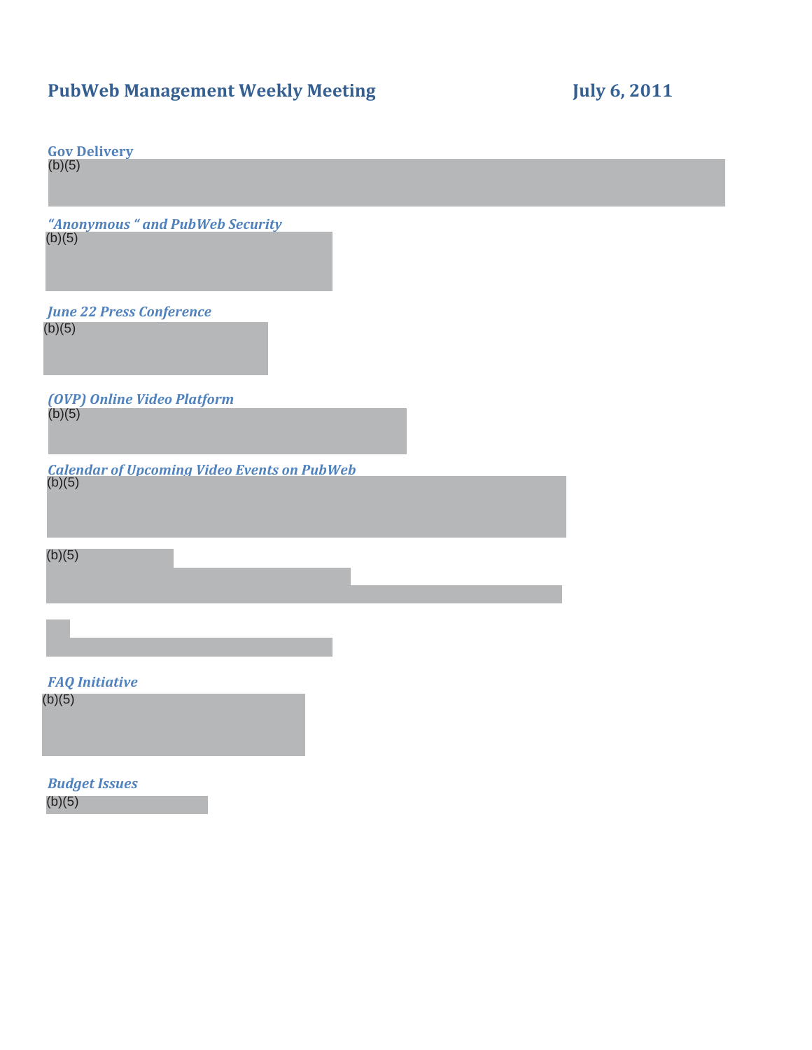# PubWeb Management Weekly Meeting — July 6, 2011

***Gov Delivery***

(b)(5)

***"Anonymous " and PubWeb Security***

(b)(5)

***June 22 Press Conference***

(b)(5)

***(OVP) Online Video Platform***

(b)(5)

***Calendar of Upcoming Video Events on PubWeb***

(b)(5)

(b)(5)

***FAQ Initiative***

(b)(5)

***Budget Issues***

(b)(5)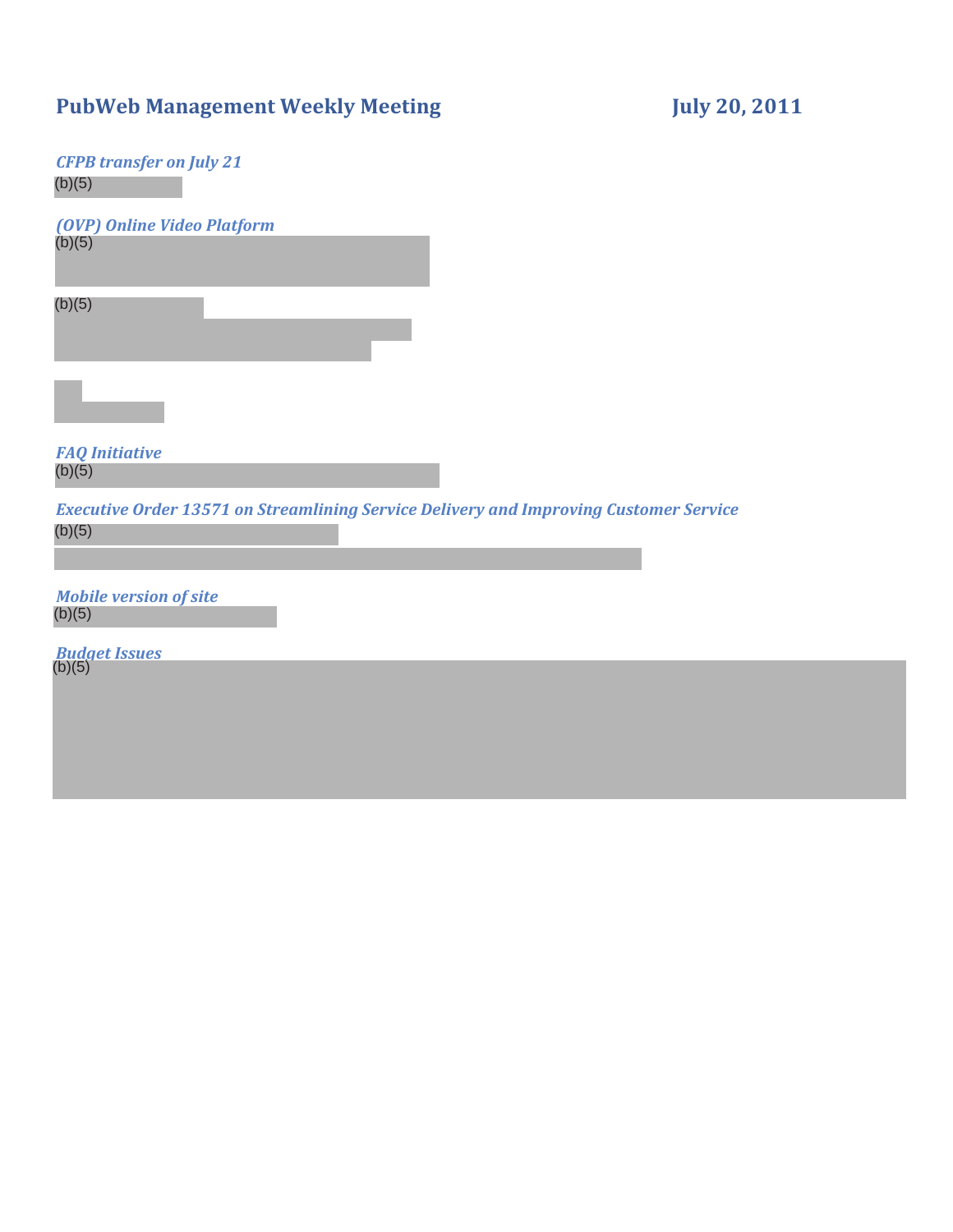# PubWeb Management Weekly Meeting July 20, 2011

*CFPB transfer on July 21*

(b)(5)

*(OVP) Online Video Platform*

(b)(5)

(b)(5)

*FAQ Initiative*

(b)(5)

*Executive Order 13571 on Streamlining Service Delivery and Improving Customer Service*

(b)(5)

*Mobile version of site*

(b)(5)

*Budget Issues*

(b)(5)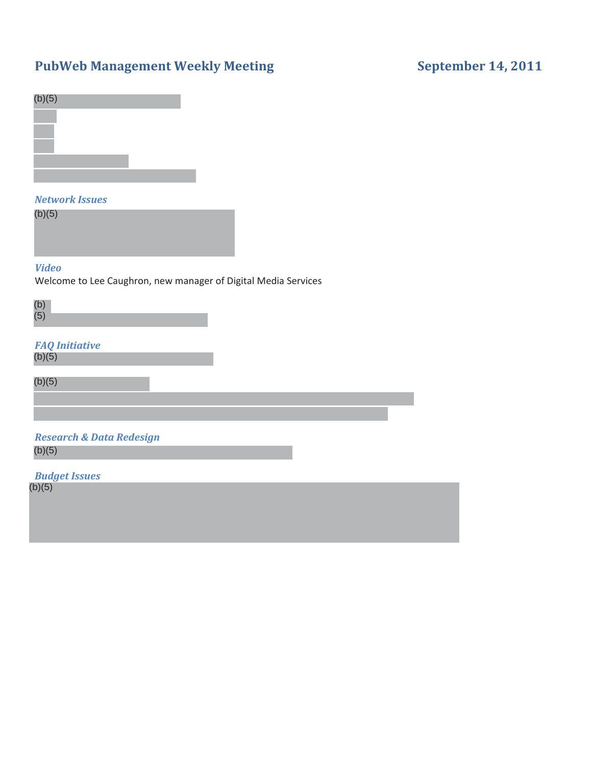# PubWeb Management Weekly Meeting

**September 14, 2011**

(b)(5)

*Network Issues*

(b)(5)

*Video*

Welcome to Lee Caughron, new manager of Digital Media Services

(b)(5)

*FAQ Initiative*

(b)(5)

(b)(5)

*Research & Data Redesign*

(b)(5)

*Budget Issues*

(b)(5)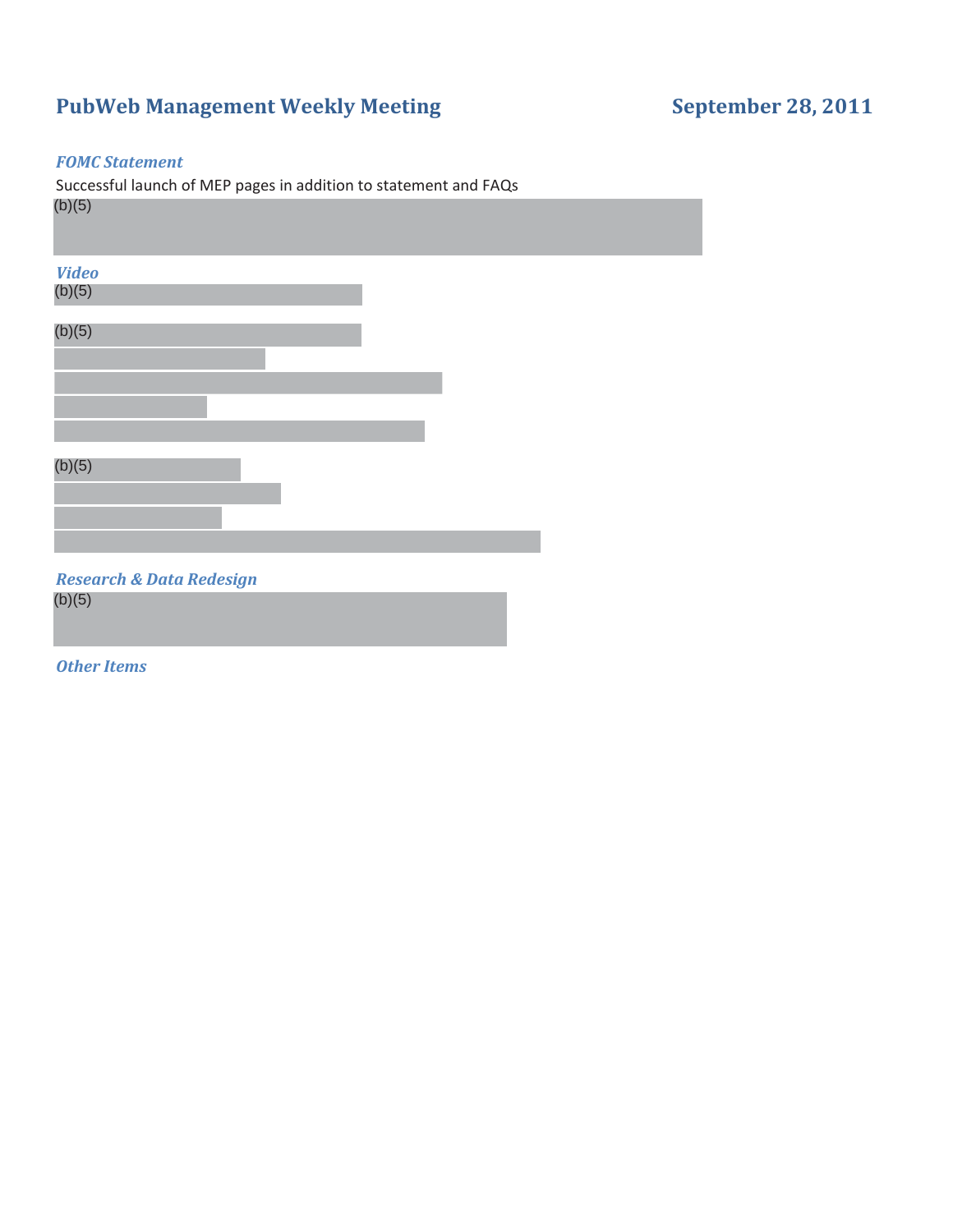# PubWeb Management Weekly Meeting

**September 28, 2011**

### *FOMC Statement*

Successful launch of MEP pages in addition to statement and FAQs

(b)(5)

### *Video*

(b)(5)

(b)(5)

(b)(5)

### *Research & Data Redesign*

(b)(5)

### *Other Items*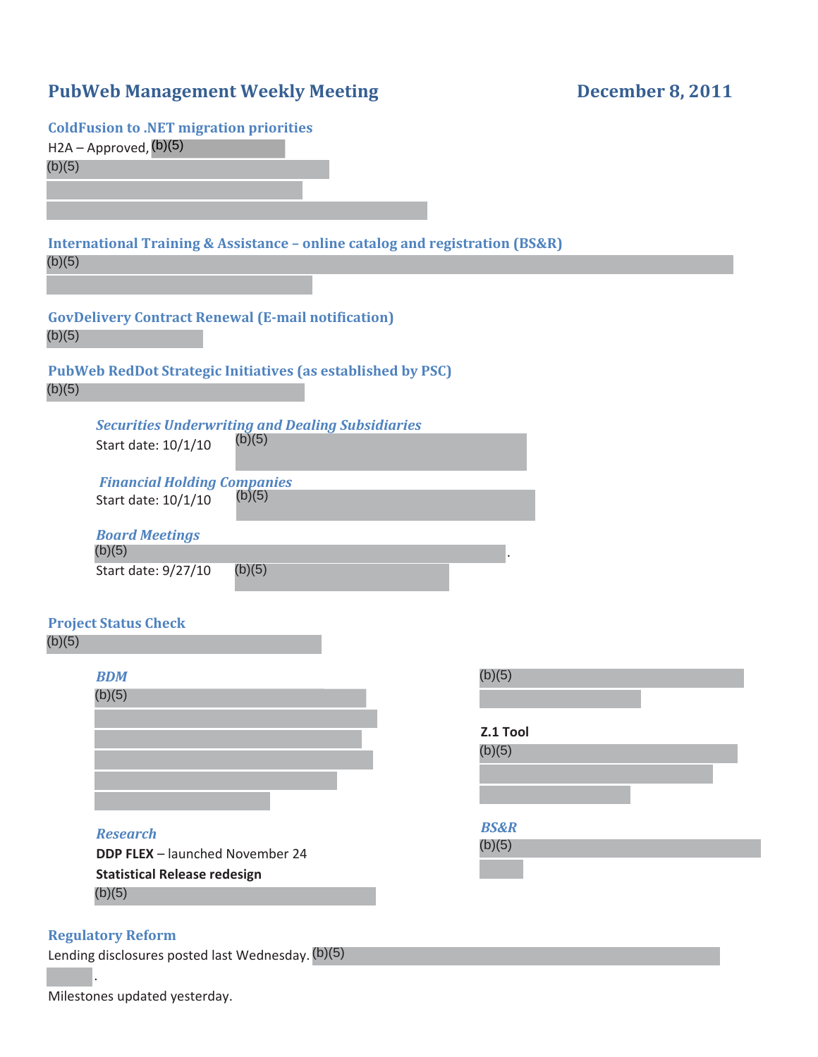## PubWeb Management Weekly Meeting — December 8, 2011

### ColdFusion to .NET migration priorities

H2A – Approved, (b)(5)

(b)(5)

### International Training & Assistance – online catalog and registration (BS&R)

(b)(5)

### GovDelivery Contract Renewal (E-mail notification)

(b)(5)

### PubWeb RedDot Strategic Initiatives (as established by PSC)

(b)(5)

#### *Securities Underwriting and Dealing Subsidiaries*

Start date: 10/1/10 (b)(5)

#### *Financial Holding Companies*

Start date: 10/1/10 (b)(5)

#### *Board Meetings*

(b)(5).

Start date: 9/27/10 (b)(5)

### Project Status Check

(b)(5)

#### *BDM*

(b)(5)

(b)(5)

**Z.1 Tool**

(b)(5)

#### *Research*

**DDP FLEX** – launched November 24

**Statistical Release redesign**

(b)(5)

#### *BS&R*

(b)(5)

### Regulatory Reform

Lending disclosures posted last Wednesday. (b)(5).

Milestones updated yesterday.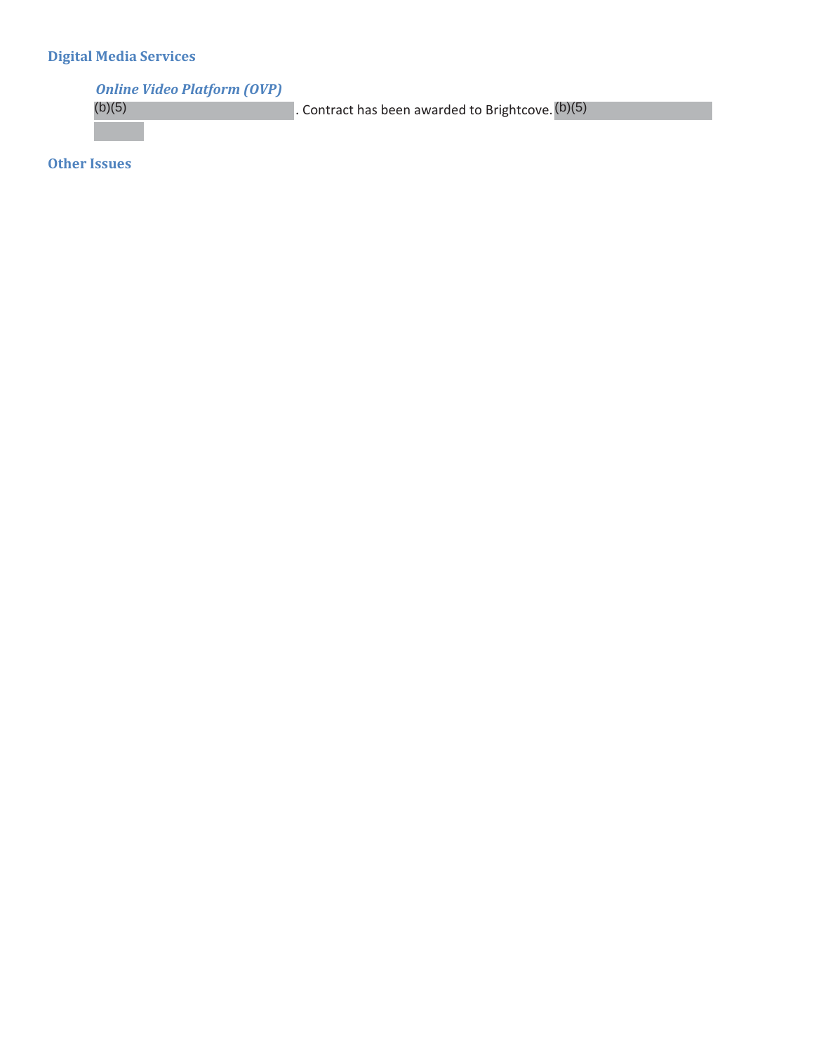## Digital Media Services

### *Online Video Platform (OVP)*

(b)(5) . Contract has been awarded to Brightcove. (b)(5)

## Other Issues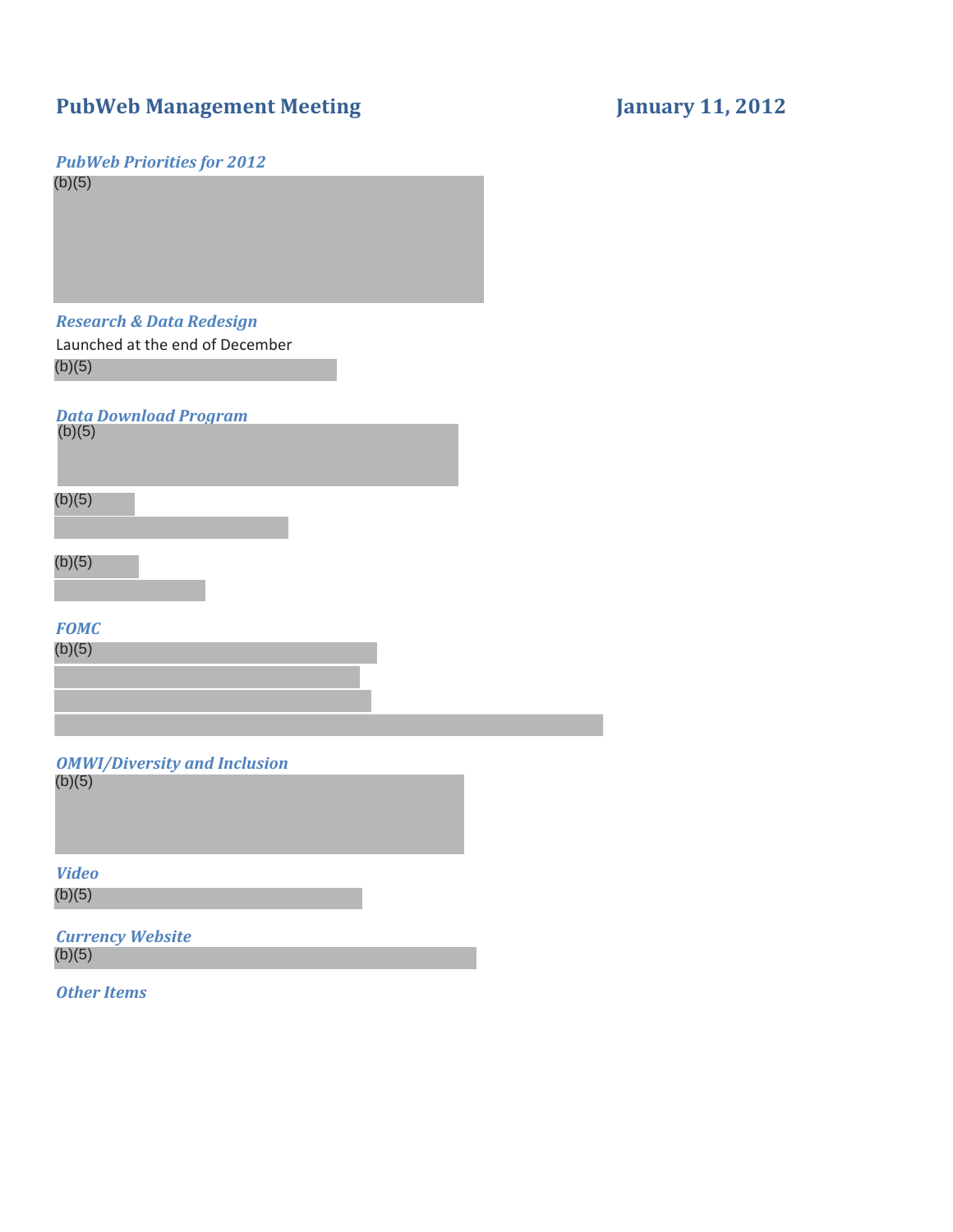# PubWeb Management Meeting

**January 11, 2012**

### *PubWeb Priorities for 2012*

(b)(5)

### *Research & Data Redesign*

Launched at the end of December

(b)(5)

### *Data Download Program*

(b)(5)

(b)(5)

(b)(5)

### *FOMC*

(b)(5)

### *OMWI/Diversity and Inclusion*

(b)(5)

### *Video*

(b)(5)

### *Currency Website*

(b)(5)

### *Other Items*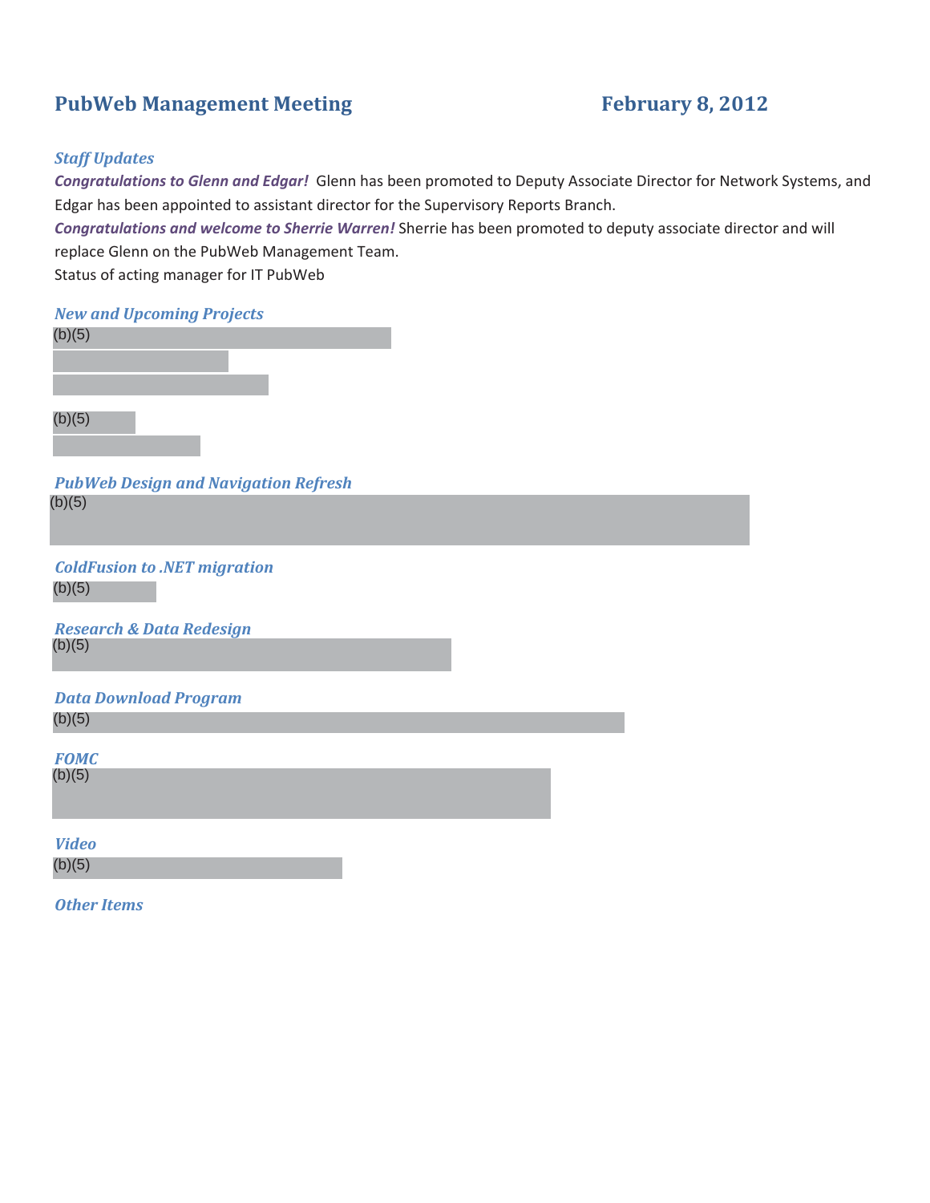# PubWeb Management Meeting — February 8, 2012

### *Staff Updates*

***Congratulations to Glenn and Edgar!*** Glenn has been promoted to Deputy Associate Director for Network Systems, and Edgar has been appointed to assistant director for the Supervisory Reports Branch.

***Congratulations and welcome to Sherrie Warren!*** Sherrie has been promoted to deputy associate director and will replace Glenn on the PubWeb Management Team.

Status of acting manager for IT PubWeb

### *New and Upcoming Projects*

(b)(5)

(b)(5)

### *PubWeb Design and Navigation Refresh*

(b)(5)

### *ColdFusion to .NET migration*

(b)(5)

### *Research & Data Redesign*

(b)(5)

### *Data Download Program*

(b)(5)

### *FOMC*

(b)(5)

### *Video*

(b)(5)

### *Other Items*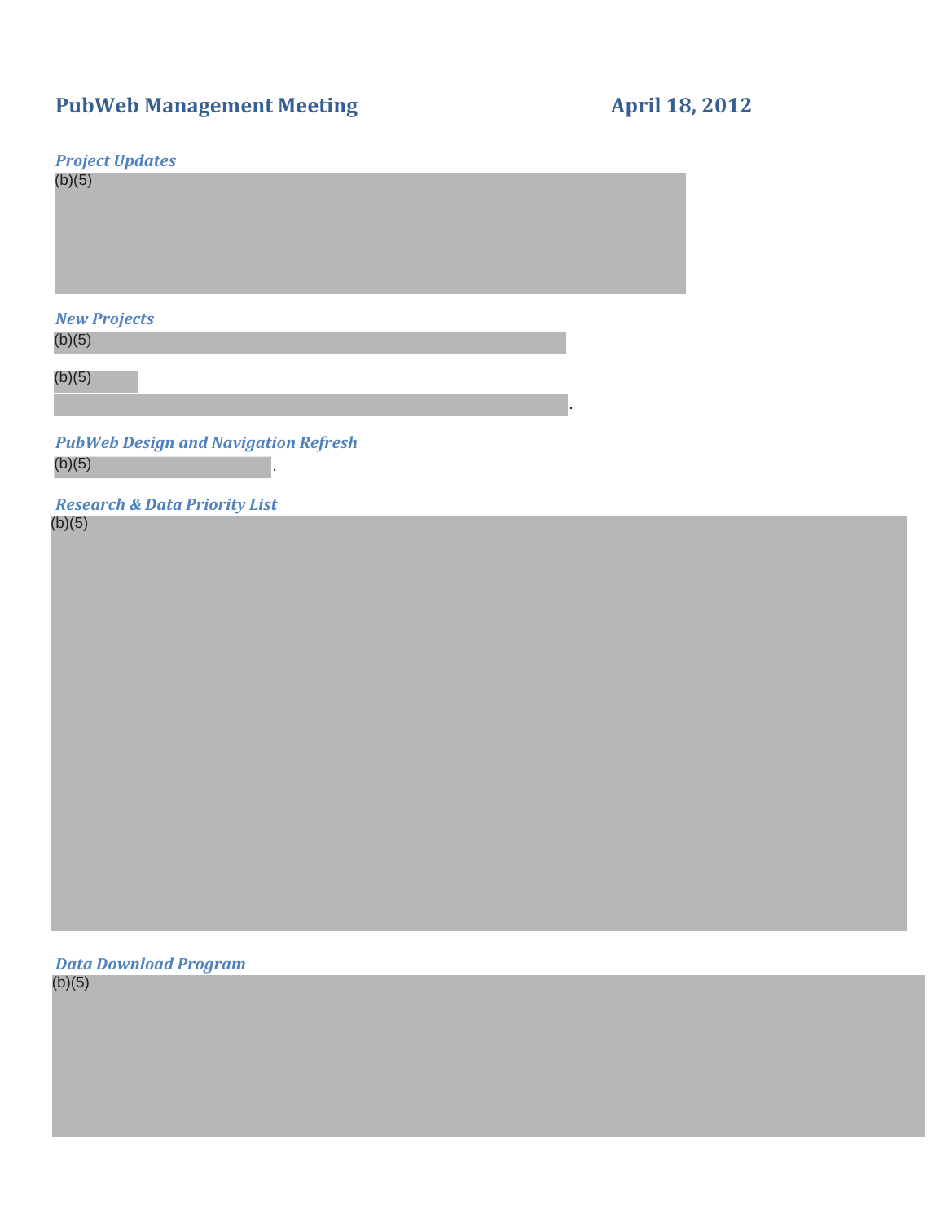**PubWeb Management Meeting** **April 18, 2012**

*Project Updates*

(b)(5)

*New Projects*

(b)(5)

(b)(5)

.

*PubWeb Design and Navigation Refresh*

(b)(5) .

*Research & Data Priority List*

(b)(5)

*Data Download Program*

(b)(5)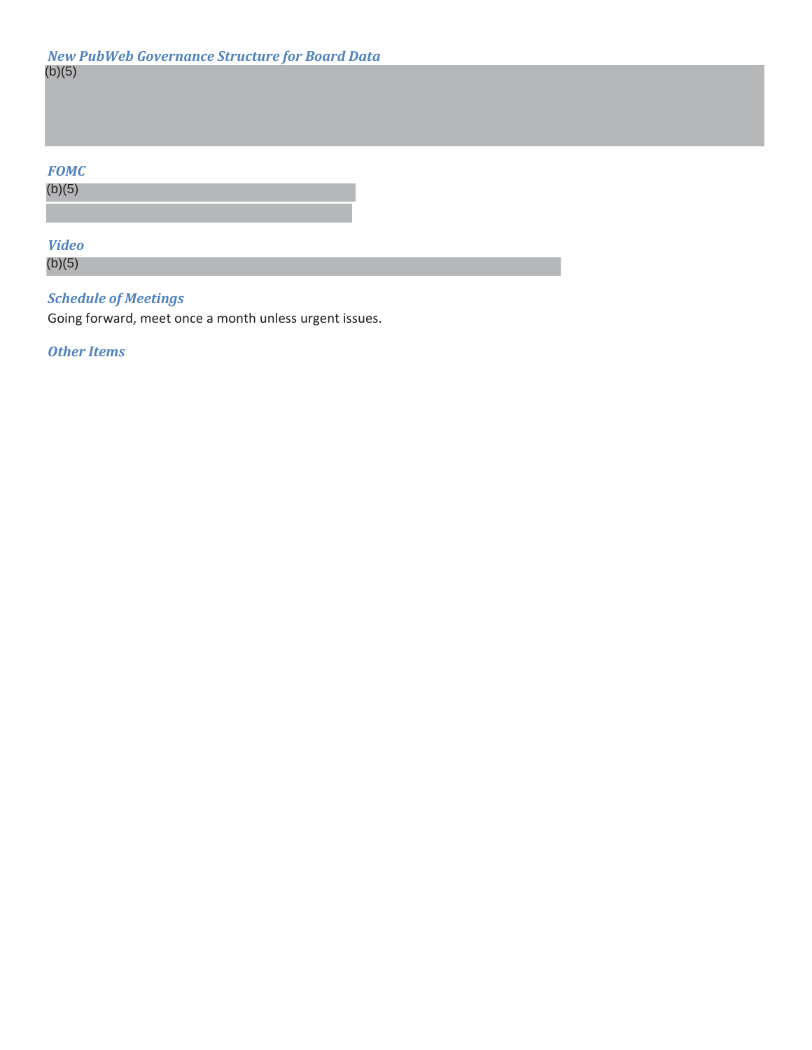### *New PubWeb Governance Structure for Board Data*

(b)(5)

### *FOMC*

(b)(5)

### *Video*

(b)(5)

### *Schedule of Meetings*

Going forward, meet once a month unless urgent issues.

### *Other Items*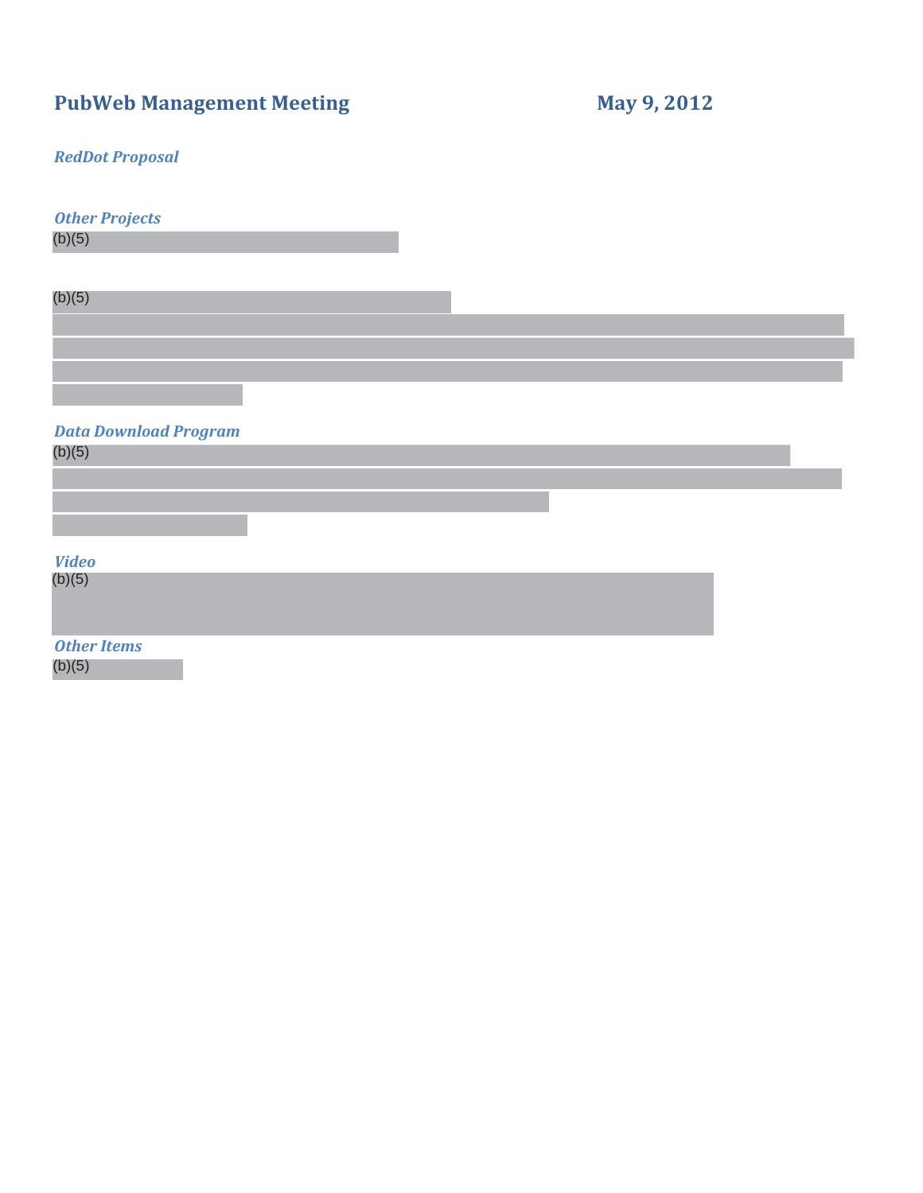# PubWeb Management Meeting May 9, 2012

### *RedDot Proposal*

### *Other Projects*

(b)(5)

(b)(5)

### *Data Download Program*

(b)(5)

### *Video*

(b)(5)

### *Other Items*

(b)(5)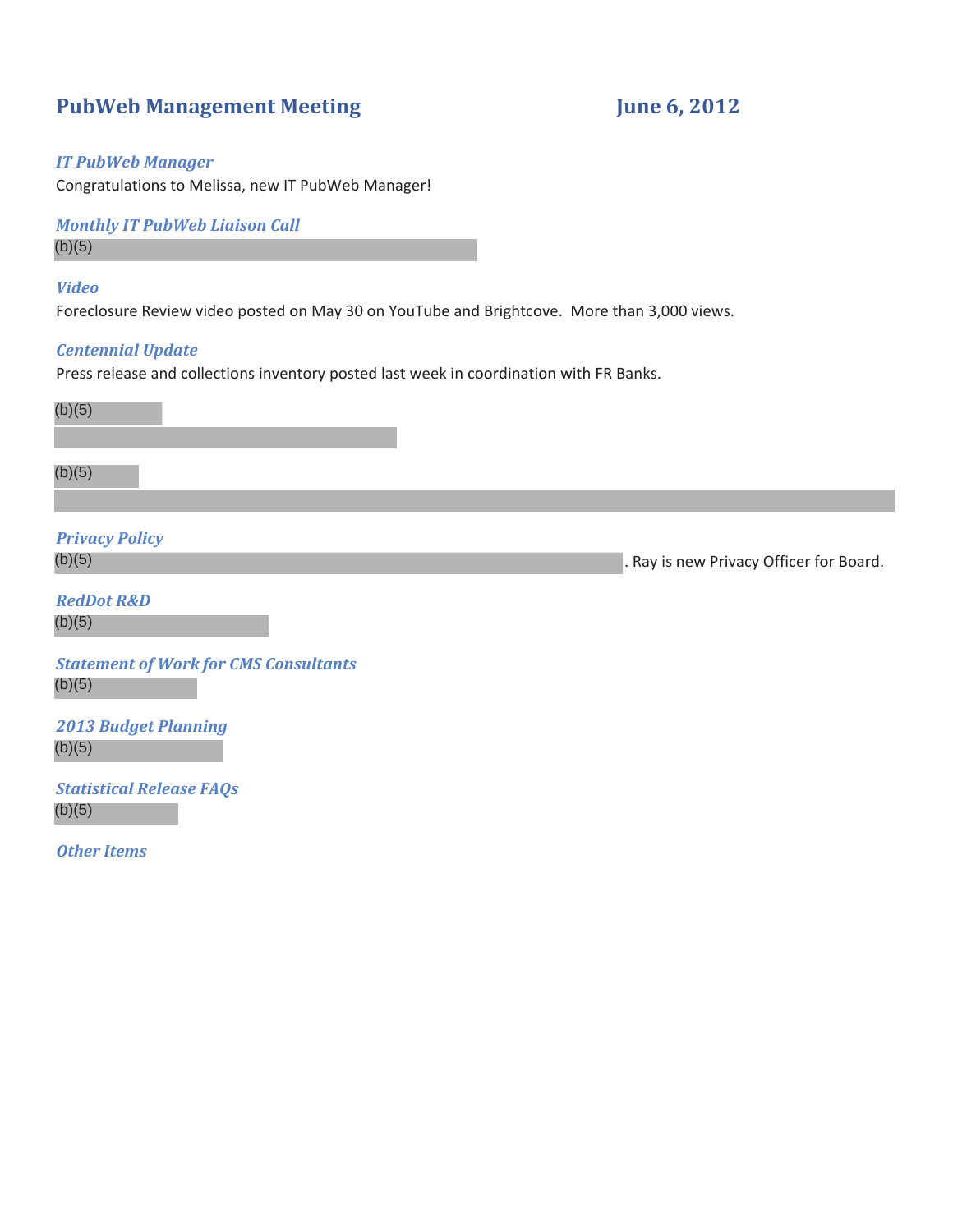# PubWeb Management Meeting June 6, 2012

### *IT PubWeb Manager*

Congratulations to Melissa, new IT PubWeb Manager!

### *Monthly IT PubWeb Liaison Call*

(b)(5)

### *Video*

Foreclosure Review video posted on May 30 on YouTube and Brightcove. More than 3,000 views.

### *Centennial Update*

Press release and collections inventory posted last week in coordination with FR Banks.

(b)(5)

(b)(5)

### *Privacy Policy*

(b)(5). Ray is new Privacy Officer for Board.

### *RedDot R&D*

(b)(5)

### *Statement of Work for CMS Consultants*

(b)(5)

### *2013 Budget Planning*

(b)(5)

### *Statistical Release FAQs*

(b)(5)

### *Other Items*